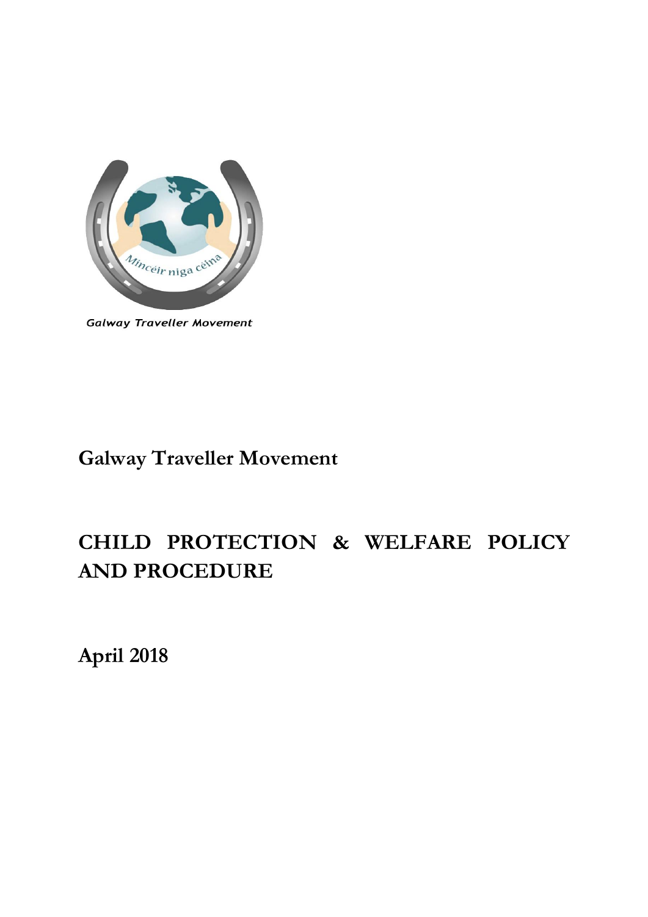Mincéir niga céina

Galway Traveller Movement

# Galway Traveller Movement

# CHILD PROTECTION & WELFARE POLICY AND PROCEDURE

**April 2018**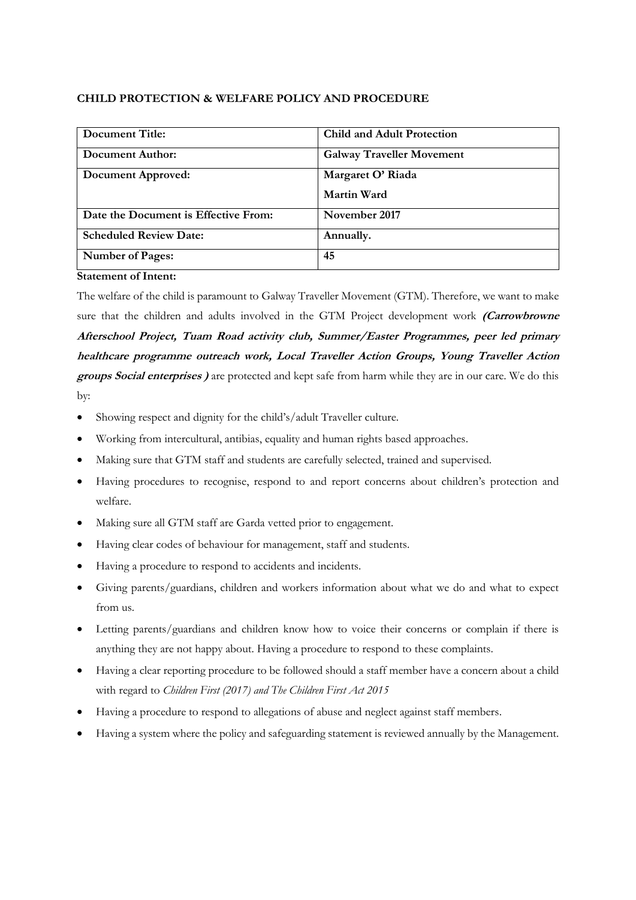**CHILD PROTECTION & WELFARE POLICY AND PROCEDURE**

| **Document Title:** | **Child and Adult Protection** |
|---|---|
| **Document Author:** | **Galway Traveller Movement** |
| **Document Approved:** | **Margaret O' Riada**<br>**Martin Ward** |
| **Date the Document is Effective From:** | **November 2017** |
| **Scheduled Review Date:** | **Annually.** |
| **Number of Pages:** | **45** |

**Statement of Intent:**

The welfare of the child is paramount to Galway Traveller Movement (GTM). Therefore, we want to make sure that the children and adults involved in the GTM Project development work ***(Carrowbrowne Afterschool Project, Tuam Road activity club, Summer/Easter Programmes, peer led primary healthcare programme outreach work, Local Traveller Action Groups, Young Traveller Action groups Social enterprises )*** are protected and kept safe from harm while they are in our care. We do this by:

- Showing respect and dignity for the child's/adult Traveller culture.
- Working from intercultural, antibias, equality and human rights based approaches.
- Making sure that GTM staff and students are carefully selected, trained and supervised.
- Having procedures to recognise, respond to and report concerns about children's protection and welfare.
- Making sure all GTM staff are Garda vetted prior to engagement.
- Having clear codes of behaviour for management, staff and students.
- Having a procedure to respond to accidents and incidents.
- Giving parents/guardians, children and workers information about what we do and what to expect from us.
- Letting parents/guardians and children know how to voice their concerns or complain if there is anything they are not happy about. Having a procedure to respond to these complaints.
- Having a clear reporting procedure to be followed should a staff member have a concern about a child with regard to *Children First (2017) and The Children First Act 2015*
- Having a procedure to respond to allegations of abuse and neglect against staff members.
- Having a system where the policy and safeguarding statement is reviewed annually by the Management.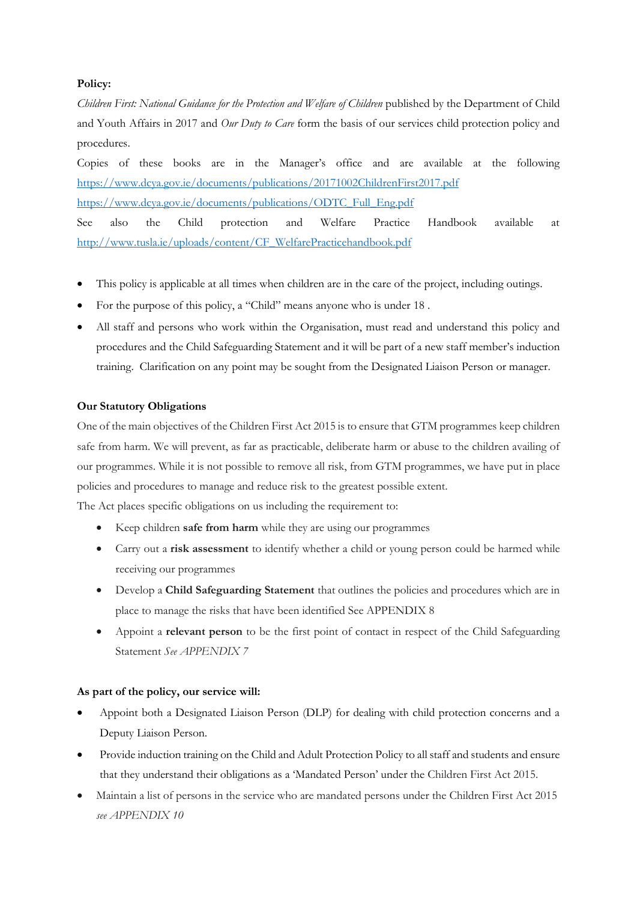**Policy:**

*Children First: National Guidance for the Protection and Welfare of Children* published by the Department of Child and Youth Affairs in 2017 and *Our Duty to Care* form the basis of our services child protection policy and procedures.

Copies of these books are in the Manager's office and are available at the following
https://www.dcya.gov.ie/documents/publications/20171002ChildrenFirst2017.pdf
https://www.dcya.gov.ie/documents/publications/ODTC_Full_Eng.pdf
See also the Child protection and Welfare Practice Handbook available at
http://www.tusla.ie/uploads/content/CF_WelfarePracticehandbook.pdf

- This policy is applicable at all times when children are in the care of the project, including outings.
- For the purpose of this policy, a "Child" means anyone who is under 18 .
- All staff and persons who work within the Organisation, must read and understand this policy and procedures and the Child Safeguarding Statement and it will be part of a new staff member's induction training. Clarification on any point may be sought from the Designated Liaison Person or manager.

**Our Statutory Obligations**

One of the main objectives of the Children First Act 2015 is to ensure that GTM programmes keep children safe from harm. We will prevent, as far as practicable, deliberate harm or abuse to the children availing of our programmes. While it is not possible to remove all risk, from GTM programmes, we have put in place policies and procedures to manage and reduce risk to the greatest possible extent.

The Act places specific obligations on us including the requirement to:

- Keep children **safe from harm** while they are using our programmes
- Carry out a **risk assessment** to identify whether a child or young person could be harmed while receiving our programmes
- Develop a **Child Safeguarding Statement** that outlines the policies and procedures which are in place to manage the risks that have been identified See APPENDIX 8
- Appoint a **relevant person** to be the first point of contact in respect of the Child Safeguarding Statement *See APPENDIX 7*

**As part of the policy, our service will:**

- Appoint both a Designated Liaison Person (DLP) for dealing with child protection concerns and a Deputy Liaison Person.
- Provide induction training on the Child and Adult Protection Policy to all staff and students and ensure that they understand their obligations as a 'Mandated Person' under the Children First Act 2015.
- Maintain a list of persons in the service who are mandated persons under the Children First Act 2015 *see APPENDIX 10*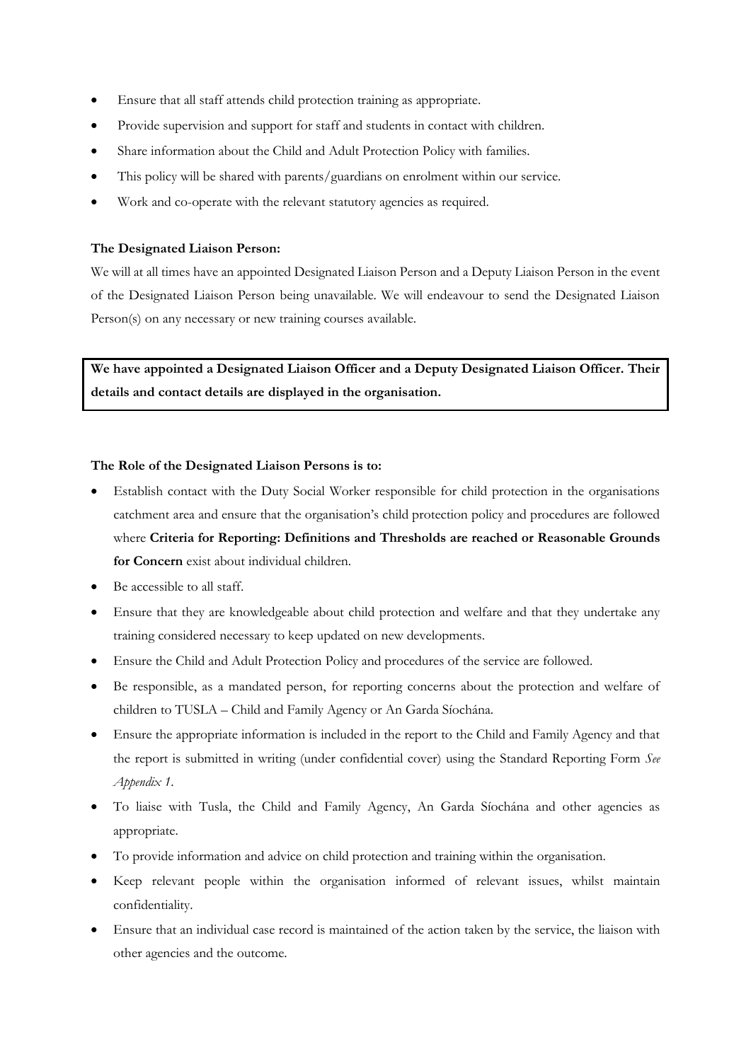- Ensure that all staff attends child protection training as appropriate.
- Provide supervision and support for staff and students in contact with children.
- Share information about the Child and Adult Protection Policy with families.
- This policy will be shared with parents/guardians on enrolment within our service.
- Work and co-operate with the relevant statutory agencies as required.

**The Designated Liaison Person:**

We will at all times have an appointed Designated Liaison Person and a Deputy Liaison Person in the event of the Designated Liaison Person being unavailable. We will endeavour to send the Designated Liaison Person(s) on any necessary or new training courses available.

**We have appointed a Designated Liaison Officer and a Deputy Designated Liaison Officer. Their details and contact details are displayed in the organisation.**

**The Role of the Designated Liaison Persons is to:**

- Establish contact with the Duty Social Worker responsible for child protection in the organisations catchment area and ensure that the organisation's child protection policy and procedures are followed where **Criteria for Reporting: Definitions and Thresholds are reached or Reasonable Grounds for Concern** exist about individual children.
- Be accessible to all staff.
- Ensure that they are knowledgeable about child protection and welfare and that they undertake any training considered necessary to keep updated on new developments.
- Ensure the Child and Adult Protection Policy and procedures of the service are followed.
- Be responsible, as a mandated person, for reporting concerns about the protection and welfare of children to TUSLA – Child and Family Agency or An Garda Síochána.
- Ensure the appropriate information is included in the report to the Child and Family Agency and that the report is submitted in writing (under confidential cover) using the Standard Reporting Form *See Appendix 1.*
- To liaise with Tusla, the Child and Family Agency, An Garda Síochána and other agencies as appropriate.
- To provide information and advice on child protection and training within the organisation.
- Keep relevant people within the organisation informed of relevant issues, whilst maintain confidentiality.
- Ensure that an individual case record is maintained of the action taken by the service, the liaison with other agencies and the outcome.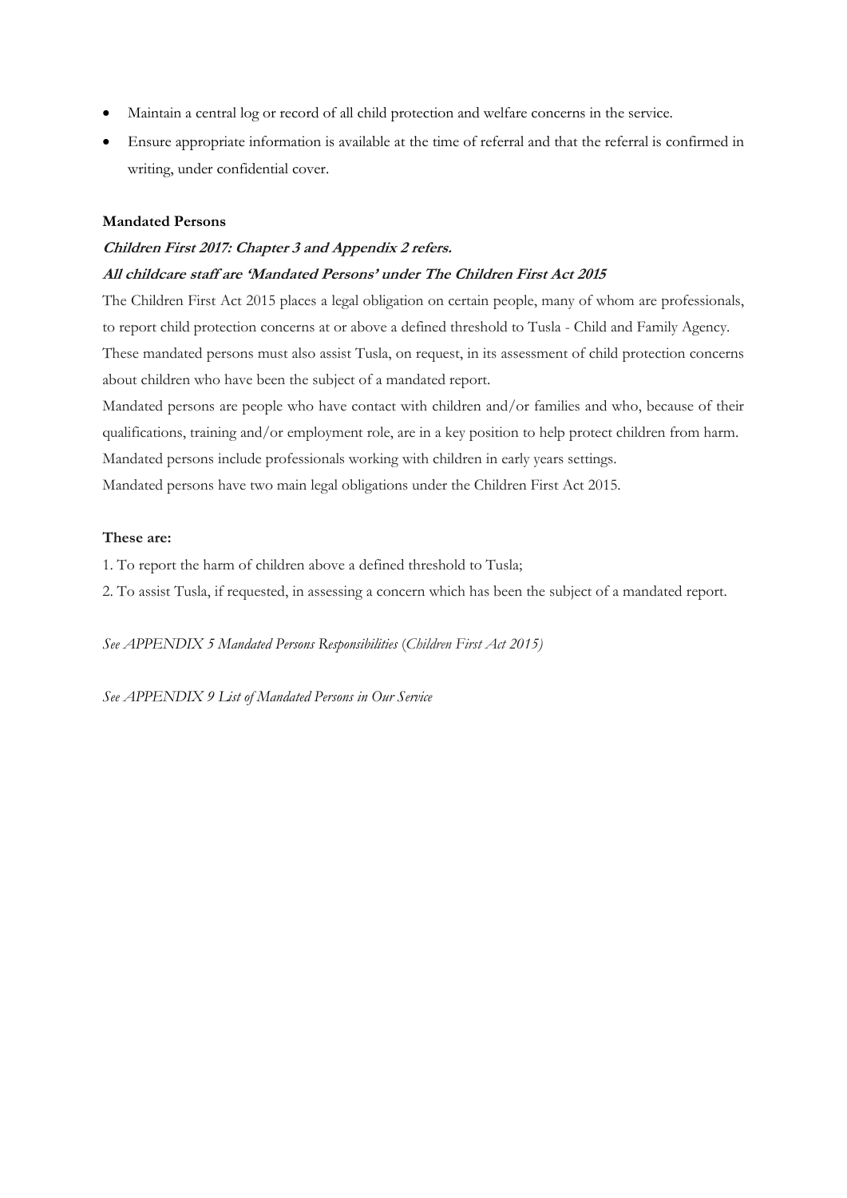- Maintain a central log or record of all child protection and welfare concerns in the service.
- Ensure appropriate information is available at the time of referral and that the referral is confirmed in writing, under confidential cover.

**Mandated Persons**

***Children First 2017: Chapter 3 and Appendix 2 refers.***

***All childcare staff are 'Mandated Persons' under The Children First Act 2015***

The Children First Act 2015 places a legal obligation on certain people, many of whom are professionals, to report child protection concerns at or above a defined threshold to Tusla - Child and Family Agency. These mandated persons must also assist Tusla, on request, in its assessment of child protection concerns about children who have been the subject of a mandated report.

Mandated persons are people who have contact with children and/or families and who, because of their qualifications, training and/or employment role, are in a key position to help protect children from harm. Mandated persons include professionals working with children in early years settings.

Mandated persons have two main legal obligations under the Children First Act 2015.

**These are:**

1. To report the harm of children above a defined threshold to Tusla;
2. To assist Tusla, if requested, in assessing a concern which has been the subject of a mandated report.

*See APPENDIX 5 Mandated Persons Responsibilities (Children First Act 2015)*

*See APPENDIX 9 List of Mandated Persons in Our Service*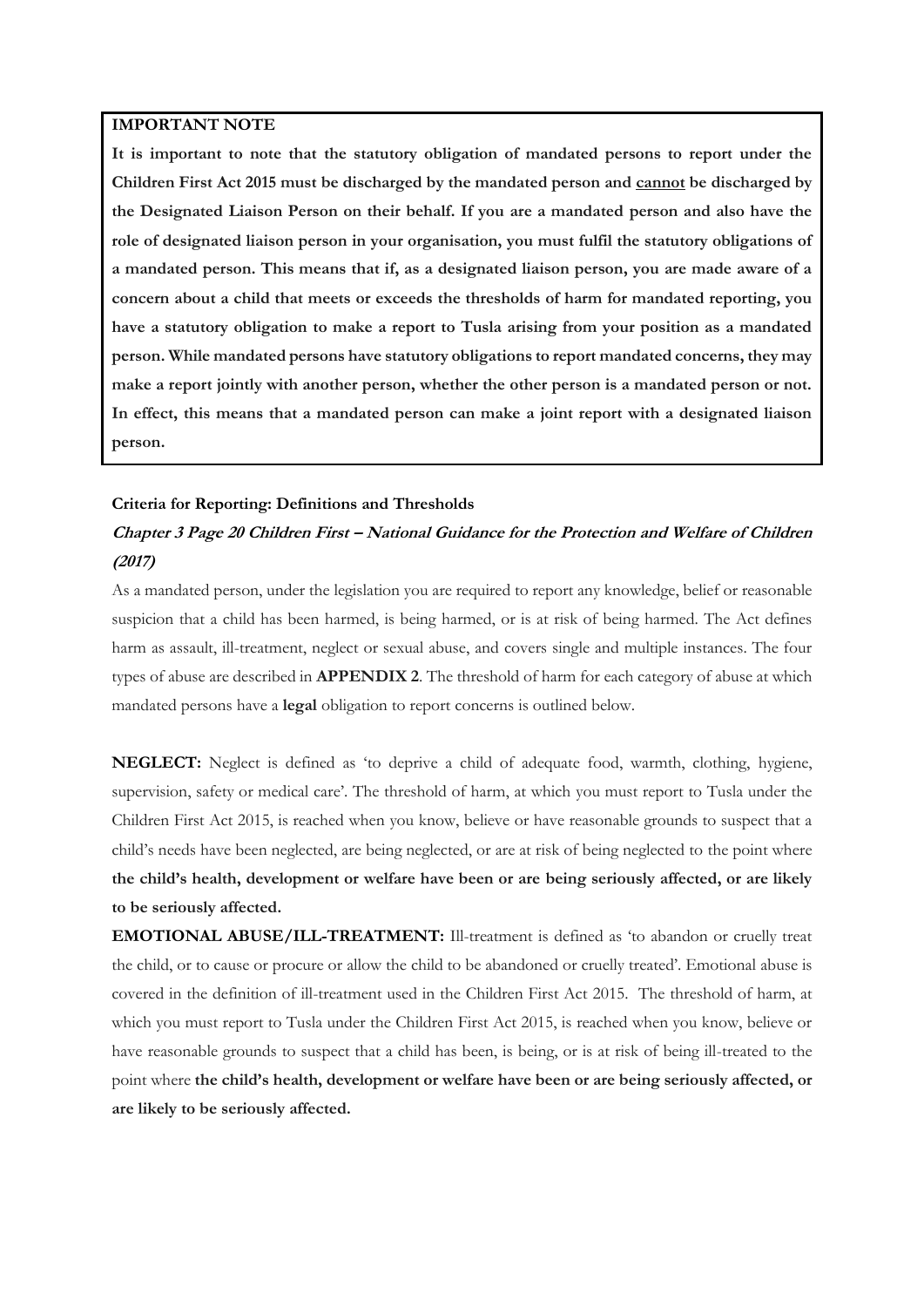**IMPORTANT NOTE**

**It is important to note that the statutory obligation of mandated persons to report under the Children First Act 2015 must be discharged by the mandated person and cannot be discharged by the Designated Liaison Person on their behalf. If you are a mandated person and also have the role of designated liaison person in your organisation, you must fulfil the statutory obligations of a mandated person. This means that if, as a designated liaison person, you are made aware of a concern about a child that meets or exceeds the thresholds of harm for mandated reporting, you have a statutory obligation to make a report to Tusla arising from your position as a mandated person. While mandated persons have statutory obligations to report mandated concerns, they may make a report jointly with another person, whether the other person is a mandated person or not. In effect, this means that a mandated person can make a joint report with a designated liaison person.**

**Criteria for Reporting: Definitions and Thresholds**

***Chapter 3 Page 20 Children First – National Guidance for the Protection and Welfare of Children (2017)***

As a mandated person, under the legislation you are required to report any knowledge, belief or reasonable suspicion that a child has been harmed, is being harmed, or is at risk of being harmed. The Act defines harm as assault, ill-treatment, neglect or sexual abuse, and covers single and multiple instances. The four types of abuse are described in **APPENDIX 2**. The threshold of harm for each category of abuse at which mandated persons have a **legal** obligation to report concerns is outlined below.

**NEGLECT:** Neglect is defined as 'to deprive a child of adequate food, warmth, clothing, hygiene, supervision, safety or medical care'. The threshold of harm, at which you must report to Tusla under the Children First Act 2015, is reached when you know, believe or have reasonable grounds to suspect that a child's needs have been neglected, are being neglected, or are at risk of being neglected to the point where **the child's health, development or welfare have been or are being seriously affected, or are likely to be seriously affected.**

**EMOTIONAL ABUSE/ILL-TREATMENT:** Ill-treatment is defined as 'to abandon or cruelly treat the child, or to cause or procure or allow the child to be abandoned or cruelly treated'. Emotional abuse is covered in the definition of ill-treatment used in the Children First Act 2015. The threshold of harm, at which you must report to Tusla under the Children First Act 2015, is reached when you know, believe or have reasonable grounds to suspect that a child has been, is being, or is at risk of being ill-treated to the point where **the child's health, development or welfare have been or are being seriously affected, or are likely to be seriously affected.**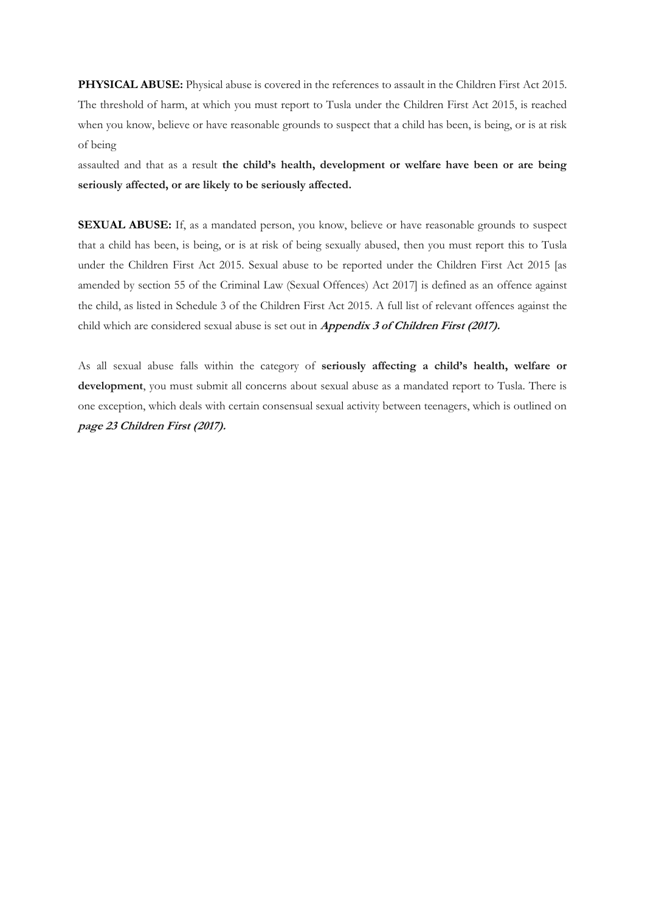**PHYSICAL ABUSE:** Physical abuse is covered in the references to assault in the Children First Act 2015. The threshold of harm, at which you must report to Tusla under the Children First Act 2015, is reached when you know, believe or have reasonable grounds to suspect that a child has been, is being, or is at risk of being assaulted and that as a result **the child's health, development or welfare have been or are being seriously affected, or are likely to be seriously affected.**

**SEXUAL ABUSE:** If, as a mandated person, you know, believe or have reasonable grounds to suspect that a child has been, is being, or is at risk of being sexually abused, then you must report this to Tusla under the Children First Act 2015. Sexual abuse to be reported under the Children First Act 2015 [as amended by section 55 of the Criminal Law (Sexual Offences) Act 2017] is defined as an offence against the child, as listed in Schedule 3 of the Children First Act 2015. A full list of relevant offences against the child which are considered sexual abuse is set out in ***Appendix 3 of Children First (2017).***

As all sexual abuse falls within the category of **seriously affecting a child's health, welfare or development**, you must submit all concerns about sexual abuse as a mandated report to Tusla. There is one exception, which deals with certain consensual sexual activity between teenagers, which is outlined on ***page 23 Children First (2017).***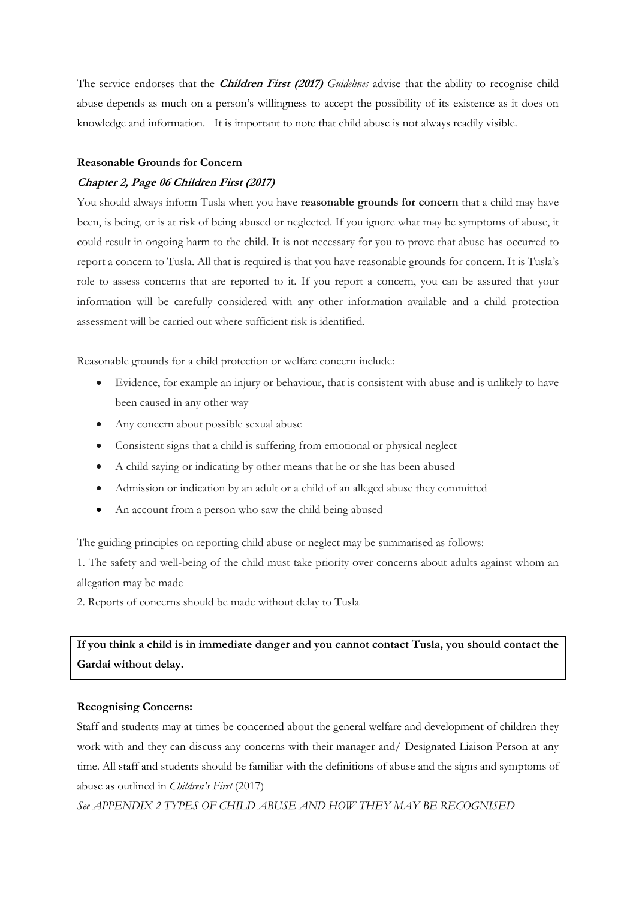The service endorses that the ***Children First (2017)*** *Guidelines* advise that the ability to recognise child abuse depends as much on a person's willingness to accept the possibility of its existence as it does on knowledge and information. It is important to note that child abuse is not always readily visible.

**Reasonable Grounds for Concern**

***Chapter 2, Page 06 Children First (2017)***

You should always inform Tusla when you have **reasonable grounds for concern** that a child may have been, is being, or is at risk of being abused or neglected. If you ignore what may be symptoms of abuse, it could result in ongoing harm to the child. It is not necessary for you to prove that abuse has occurred to report a concern to Tusla. All that is required is that you have reasonable grounds for concern. It is Tusla's role to assess concerns that are reported to it. If you report a concern, you can be assured that your information will be carefully considered with any other information available and a child protection assessment will be carried out where sufficient risk is identified.

Reasonable grounds for a child protection or welfare concern include:

- Evidence, for example an injury or behaviour, that is consistent with abuse and is unlikely to have been caused in any other way
- Any concern about possible sexual abuse
- Consistent signs that a child is suffering from emotional or physical neglect
- A child saying or indicating by other means that he or she has been abused
- Admission or indication by an adult or a child of an alleged abuse they committed
- An account from a person who saw the child being abused

The guiding principles on reporting child abuse or neglect may be summarised as follows:

1. The safety and well-being of the child must take priority over concerns about adults against whom an allegation may be made
2. Reports of concerns should be made without delay to Tusla

**If you think a child is in immediate danger and you cannot contact Tusla, you should contact the Gardaí without delay.**

**Recognising Concerns:**

Staff and students may at times be concerned about the general welfare and development of children they work with and they can discuss any concerns with their manager and/ Designated Liaison Person at any time. All staff and students should be familiar with the definitions of abuse and the signs and symptoms of abuse as outlined in *Children's First* (2017)

*See APPENDIX 2 TYPES OF CHILD ABUSE AND HOW THEY MAY BE RECOGNISED*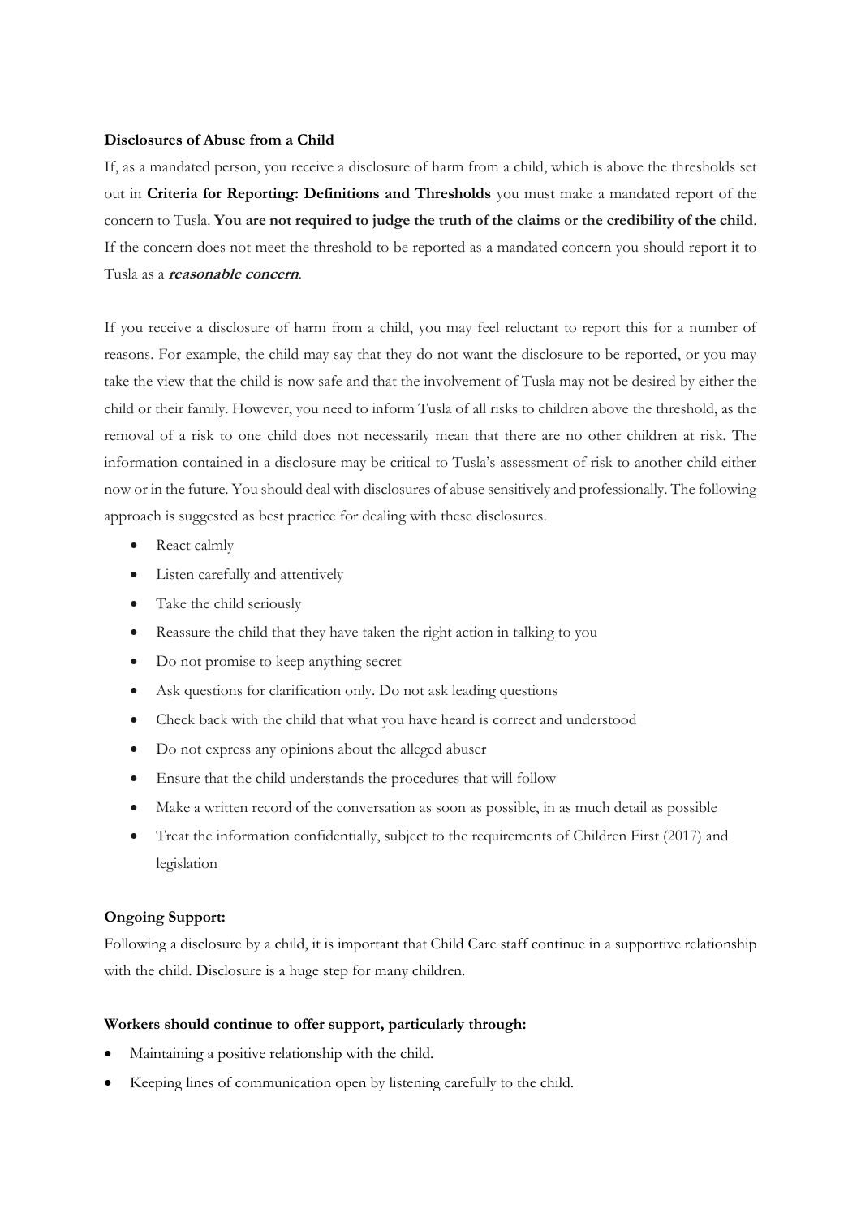**Disclosures of Abuse from a Child**

If, as a mandated person, you receive a disclosure of harm from a child, which is above the thresholds set out in **Criteria for Reporting: Definitions and Thresholds** you must make a mandated report of the concern to Tusla. **You are not required to judge the truth of the claims or the credibility of the child**. If the concern does not meet the threshold to be reported as a mandated concern you should report it to Tusla as a ***reasonable concern***.

If you receive a disclosure of harm from a child, you may feel reluctant to report this for a number of reasons. For example, the child may say that they do not want the disclosure to be reported, or you may take the view that the child is now safe and that the involvement of Tusla may not be desired by either the child or their family. However, you need to inform Tusla of all risks to children above the threshold, as the removal of a risk to one child does not necessarily mean that there are no other children at risk. The information contained in a disclosure may be critical to Tusla's assessment of risk to another child either now or in the future. You should deal with disclosures of abuse sensitively and professionally. The following approach is suggested as best practice for dealing with these disclosures.

- React calmly
- Listen carefully and attentively
- Take the child seriously
- Reassure the child that they have taken the right action in talking to you
- Do not promise to keep anything secret
- Ask questions for clarification only. Do not ask leading questions
- Check back with the child that what you have heard is correct and understood
- Do not express any opinions about the alleged abuser
- Ensure that the child understands the procedures that will follow
- Make a written record of the conversation as soon as possible, in as much detail as possible
- Treat the information confidentially, subject to the requirements of Children First (2017) and legislation

**Ongoing Support:**

Following a disclosure by a child, it is important that Child Care staff continue in a supportive relationship with the child. Disclosure is a huge step for many children.

**Workers should continue to offer support, particularly through:**

- Maintaining a positive relationship with the child.
- Keeping lines of communication open by listening carefully to the child.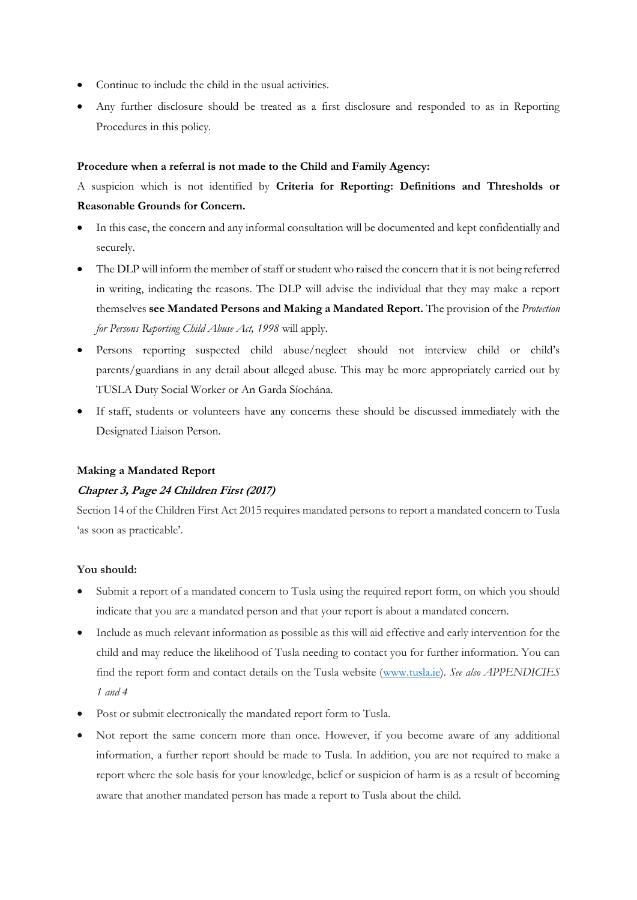- Continue to include the child in the usual activities.
- Any further disclosure should be treated as a first disclosure and responded to as in Reporting Procedures in this policy.

**Procedure when a referral is not made to the Child and Family Agency:**

A suspicion which is not identified by **Criteria for Reporting: Definitions and Thresholds or Reasonable Grounds for Concern.**

- In this case, the concern and any informal consultation will be documented and kept confidentially and securely.
- The DLP will inform the member of staff or student who raised the concern that it is not being referred in writing, indicating the reasons. The DLP will advise the individual that they may make a report themselves **see Mandated Persons and Making a Mandated Report.** The provision of the *Protection for Persons Reporting Child Abuse Act, 1998* will apply.
- Persons reporting suspected child abuse/neglect should not interview child or child's parents/guardians in any detail about alleged abuse. This may be more appropriately carried out by TUSLA Duty Social Worker or An Garda Síochána.
- If staff, students or volunteers have any concerns these should be discussed immediately with the Designated Liaison Person.

**Making a Mandated Report**

***Chapter 3, Page 24 Children First (2017)***

Section 14 of the Children First Act 2015 requires mandated persons to report a mandated concern to Tusla 'as soon as practicable'.

**You should:**

- Submit a report of a mandated concern to Tusla using the required report form, on which you should indicate that you are a mandated person and that your report is about a mandated concern.
- Include as much relevant information as possible as this will aid effective and early intervention for the child and may reduce the likelihood of Tusla needing to contact you for further information. You can find the report form and contact details on the Tusla website ([www.tusla.ie](http://www.tusla.ie)). *See also APPENDICIES 1 and 4*
- Post or submit electronically the mandated report form to Tusla.
- Not report the same concern more than once. However, if you become aware of any additional information, a further report should be made to Tusla. In addition, you are not required to make a report where the sole basis for your knowledge, belief or suspicion of harm is as a result of becoming aware that another mandated person has made a report to Tusla about the child.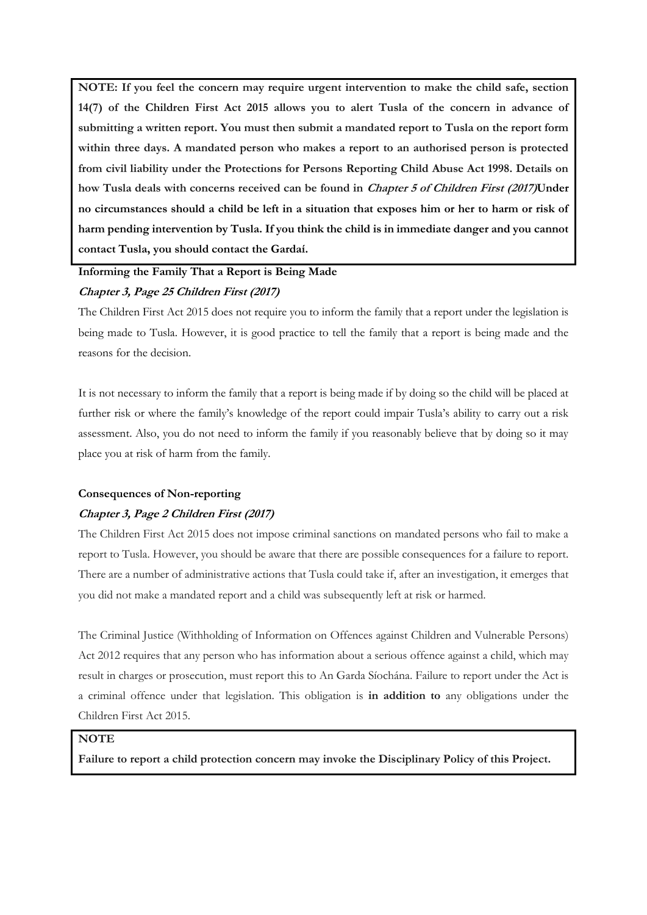**NOTE: If you feel the concern may require urgent intervention to make the child safe, section 14(7) of the Children First Act 2015 allows you to alert Tusla of the concern in advance of submitting a written report. You must then submit a mandated report to Tusla on the report form within three days. A mandated person who makes a report to an authorised person is protected from civil liability under the Protections for Persons Reporting Child Abuse Act 1998. Details on how Tusla deals with concerns received can be found in *Chapter 5 of Children First (2017)*Under no circumstances should a child be left in a situation that exposes him or her to harm or risk of harm pending intervention by Tusla. If you think the child is in immediate danger and you cannot contact Tusla, you should contact the Gardaí.**

**Informing the Family That a Report is Being Made**

***Chapter 3, Page 25 Children First (2017)***

The Children First Act 2015 does not require you to inform the family that a report under the legislation is being made to Tusla. However, it is good practice to tell the family that a report is being made and the reasons for the decision.

It is not necessary to inform the family that a report is being made if by doing so the child will be placed at further risk or where the family's knowledge of the report could impair Tusla's ability to carry out a risk assessment. Also, you do not need to inform the family if you reasonably believe that by doing so it may place you at risk of harm from the family.

**Consequences of Non-reporting**

***Chapter 3, Page 2 Children First (2017)***

The Children First Act 2015 does not impose criminal sanctions on mandated persons who fail to make a report to Tusla. However, you should be aware that there are possible consequences for a failure to report. There are a number of administrative actions that Tusla could take if, after an investigation, it emerges that you did not make a mandated report and a child was subsequently left at risk or harmed.

The Criminal Justice (Withholding of Information on Offences against Children and Vulnerable Persons) Act 2012 requires that any person who has information about a serious offence against a child, which may result in charges or prosecution, must report this to An Garda Síochána. Failure to report under the Act is a criminal offence under that legislation. This obligation is **in addition to** any obligations under the Children First Act 2015.

**NOTE**

**Failure to report a child protection concern may invoke the Disciplinary Policy of this Project.**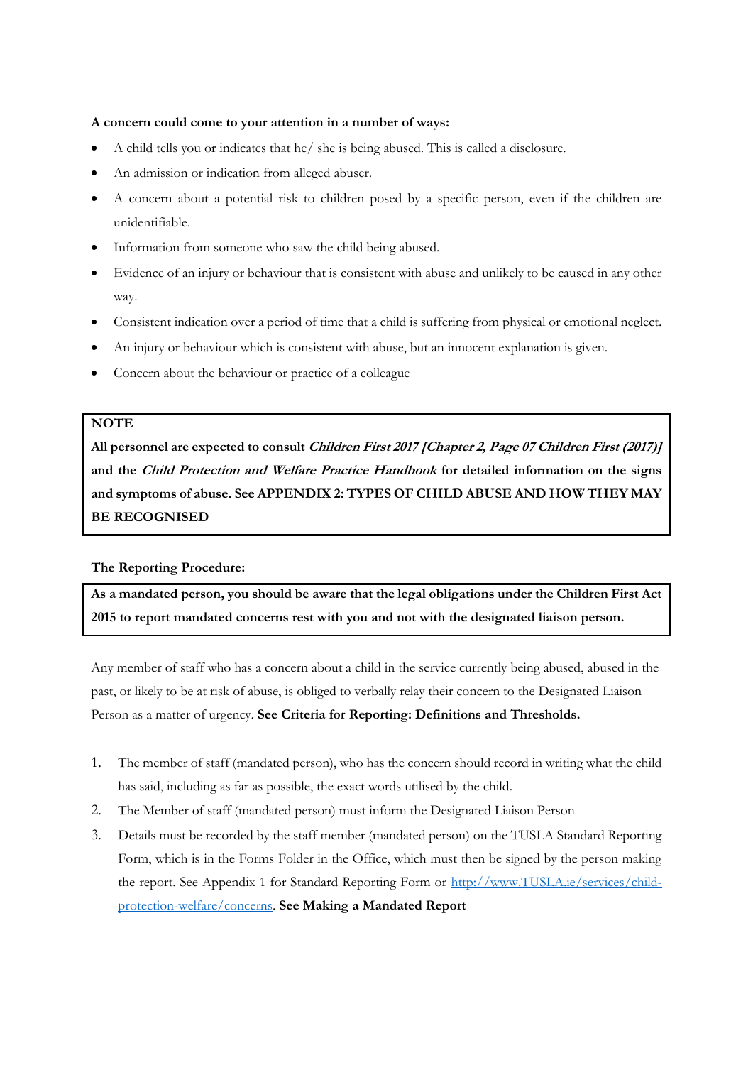**A concern could come to your attention in a number of ways:**

- A child tells you or indicates that he/ she is being abused. This is called a disclosure.
- An admission or indication from alleged abuser.
- A concern about a potential risk to children posed by a specific person, even if the children are unidentifiable.
- Information from someone who saw the child being abused.
- Evidence of an injury or behaviour that is consistent with abuse and unlikely to be caused in any other way.
- Consistent indication over a period of time that a child is suffering from physical or emotional neglect.
- An injury or behaviour which is consistent with abuse, but an innocent explanation is given.
- Concern about the behaviour or practice of a colleague

> **NOTE**
>
> **All personnel are expected to consult *Children First 2017 [Chapter 2, Page 07 Children First (2017)]* and the *Child Protection and Welfare Practice Handbook* for detailed information on the signs and symptoms of abuse. See APPENDIX 2: TYPES OF CHILD ABUSE AND HOW THEY MAY BE RECOGNISED**

**The Reporting Procedure:**

> **As a mandated person, you should be aware that the legal obligations under the Children First Act 2015 to report mandated concerns rest with you and not with the designated liaison person.**

Any member of staff who has a concern about a child in the service currently being abused, abused in the past, or likely to be at risk of abuse, is obliged to verbally relay their concern to the Designated Liaison Person as a matter of urgency. **See Criteria for Reporting: Definitions and Thresholds.**

1. The member of staff (mandated person), who has the concern should record in writing what the child has said, including as far as possible, the exact words utilised by the child.
2. The Member of staff (mandated person) must inform the Designated Liaison Person
3. Details must be recorded by the staff member (mandated person) on the TUSLA Standard Reporting Form, which is in the Forms Folder in the Office, which must then be signed by the person making the report. See Appendix 1 for Standard Reporting Form or [http://www.TUSLA.ie/services/child-protection-welfare/concerns](http://www.TUSLA.ie/services/child-protection-welfare/concerns). **See Making a Mandated Report**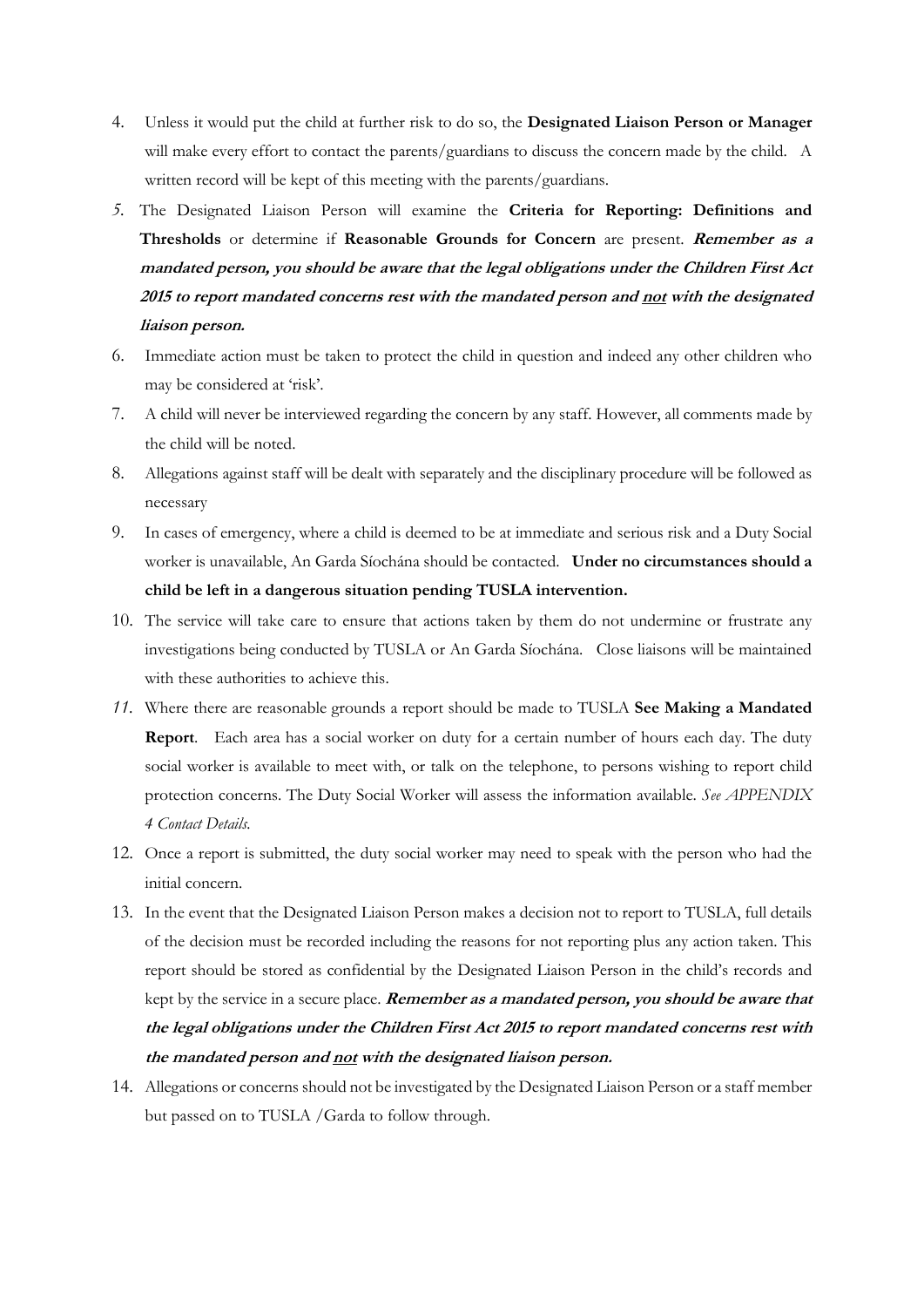4. Unless it would put the child at further risk to do so, the **Designated Liaison Person or Manager** will make every effort to contact the parents/guardians to discuss the concern made by the child. A written record will be kept of this meeting with the parents/guardians.
5. The Designated Liaison Person will examine the **Criteria for Reporting: Definitions and Thresholds** or determine if **Reasonable Grounds for Concern** are present. ***Remember as a mandated person, you should be aware that the legal obligations under the Children First Act 2015 to report mandated concerns rest with the mandated person and <u>not</u> with the designated liaison person.***
6. Immediate action must be taken to protect the child in question and indeed any other children who may be considered at 'risk'.
7. A child will never be interviewed regarding the concern by any staff. However, all comments made by the child will be noted.
8. Allegations against staff will be dealt with separately and the disciplinary procedure will be followed as necessary
9. In cases of emergency, where a child is deemed to be at immediate and serious risk and a Duty Social worker is unavailable, An Garda Síochána should be contacted. **Under no circumstances should a child be left in a dangerous situation pending TUSLA intervention.**
10. The service will take care to ensure that actions taken by them do not undermine or frustrate any investigations being conducted by TUSLA or An Garda Síochána. Close liaisons will be maintained with these authorities to achieve this.
11. Where there are reasonable grounds a report should be made to TUSLA **See Making a Mandated Report**. Each area has a social worker on duty for a certain number of hours each day. The duty social worker is available to meet with, or talk on the telephone, to persons wishing to report child protection concerns. The Duty Social Worker will assess the information available. *See APPENDIX 4 Contact Details.*
12. Once a report is submitted, the duty social worker may need to speak with the person who had the initial concern.
13. In the event that the Designated Liaison Person makes a decision not to report to TUSLA, full details of the decision must be recorded including the reasons for not reporting plus any action taken. This report should be stored as confidential by the Designated Liaison Person in the child's records and kept by the service in a secure place. ***Remember as a mandated person, you should be aware that the legal obligations under the Children First Act 2015 to report mandated concerns rest with the mandated person and <u>not</u> with the designated liaison person.***
14. Allegations or concerns should not be investigated by the Designated Liaison Person or a staff member but passed on to TUSLA /Garda to follow through.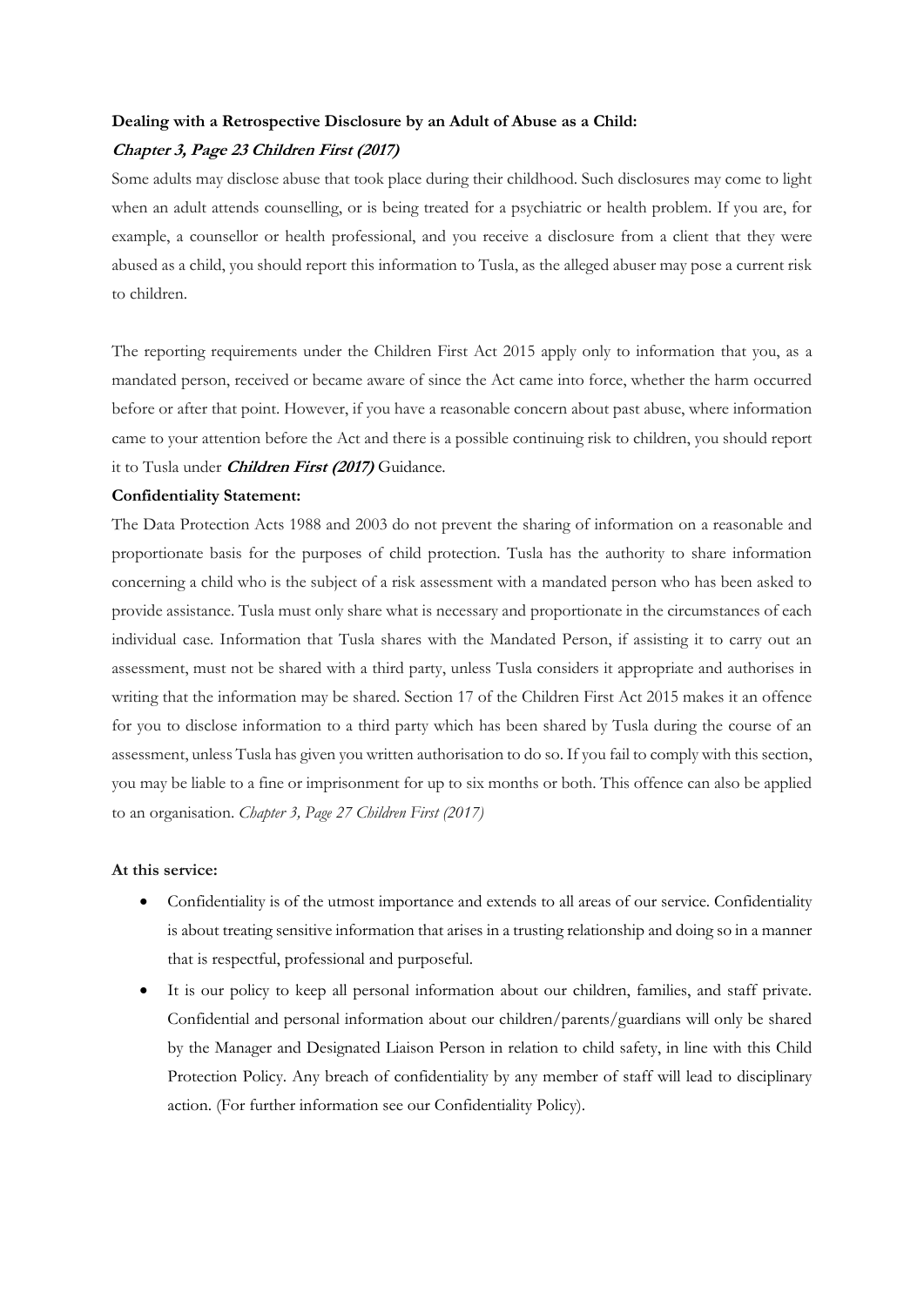**Dealing with a Retrospective Disclosure by an Adult of Abuse as a Child:**

***Chapter 3, Page 23 Children First (2017)***

Some adults may disclose abuse that took place during their childhood. Such disclosures may come to light when an adult attends counselling, or is being treated for a psychiatric or health problem. If you are, for example, a counsellor or health professional, and you receive a disclosure from a client that they were abused as a child, you should report this information to Tusla, as the alleged abuser may pose a current risk to children.

The reporting requirements under the Children First Act 2015 apply only to information that you, as a mandated person, received or became aware of since the Act came into force, whether the harm occurred before or after that point. However, if you have a reasonable concern about past abuse, where information came to your attention before the Act and there is a possible continuing risk to children, you should report it to Tusla under ***Children First (2017)*** Guidance.

**Confidentiality Statement:**

The Data Protection Acts 1988 and 2003 do not prevent the sharing of information on a reasonable and proportionate basis for the purposes of child protection. Tusla has the authority to share information concerning a child who is the subject of a risk assessment with a mandated person who has been asked to provide assistance. Tusla must only share what is necessary and proportionate in the circumstances of each individual case. Information that Tusla shares with the Mandated Person, if assisting it to carry out an assessment, must not be shared with a third party, unless Tusla considers it appropriate and authorises in writing that the information may be shared. Section 17 of the Children First Act 2015 makes it an offence for you to disclose information to a third party which has been shared by Tusla during the course of an assessment, unless Tusla has given you written authorisation to do so. If you fail to comply with this section, you may be liable to a fine or imprisonment for up to six months or both. This offence can also be applied to an organisation. *Chapter 3, Page 27 Children First (2017)*

**At this service:**

- Confidentiality is of the utmost importance and extends to all areas of our service. Confidentiality is about treating sensitive information that arises in a trusting relationship and doing so in a manner that is respectful, professional and purposeful.
- It is our policy to keep all personal information about our children, families, and staff private. Confidential and personal information about our children/parents/guardians will only be shared by the Manager and Designated Liaison Person in relation to child safety, in line with this Child Protection Policy. Any breach of confidentiality by any member of staff will lead to disciplinary action. (For further information see our Confidentiality Policy).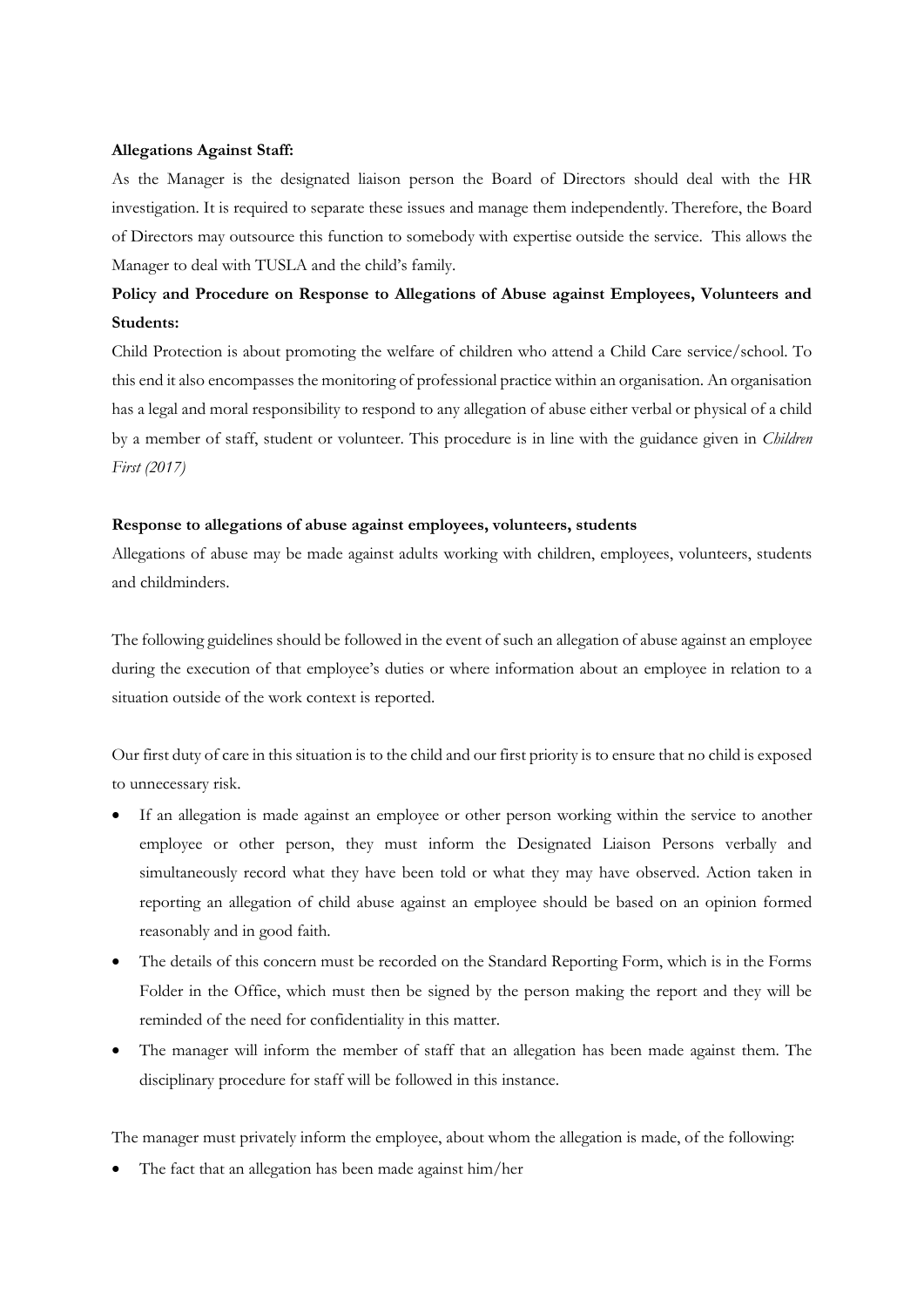**Allegations Against Staff:**

As the Manager is the designated liaison person the Board of Directors should deal with the HR investigation. It is required to separate these issues and manage them independently. Therefore, the Board of Directors may outsource this function to somebody with expertise outside the service. This allows the Manager to deal with TUSLA and the child's family.

**Policy and Procedure on Response to Allegations of Abuse against Employees, Volunteers and Students:**

Child Protection is about promoting the welfare of children who attend a Child Care service/school. To this end it also encompasses the monitoring of professional practice within an organisation. An organisation has a legal and moral responsibility to respond to any allegation of abuse either verbal or physical of a child by a member of staff, student or volunteer. This procedure is in line with the guidance given in *Children First (2017)*

**Response to allegations of abuse against employees, volunteers, students**

Allegations of abuse may be made against adults working with children, employees, volunteers, students and childminders.

The following guidelines should be followed in the event of such an allegation of abuse against an employee during the execution of that employee's duties or where information about an employee in relation to a situation outside of the work context is reported.

Our first duty of care in this situation is to the child and our first priority is to ensure that no child is exposed to unnecessary risk.

- If an allegation is made against an employee or other person working within the service to another employee or other person, they must inform the Designated Liaison Persons verbally and simultaneously record what they have been told or what they may have observed. Action taken in reporting an allegation of child abuse against an employee should be based on an opinion formed reasonably and in good faith.
- The details of this concern must be recorded on the Standard Reporting Form, which is in the Forms Folder in the Office, which must then be signed by the person making the report and they will be reminded of the need for confidentiality in this matter.
- The manager will inform the member of staff that an allegation has been made against them. The disciplinary procedure for staff will be followed in this instance.

The manager must privately inform the employee, about whom the allegation is made, of the following:

- The fact that an allegation has been made against him/her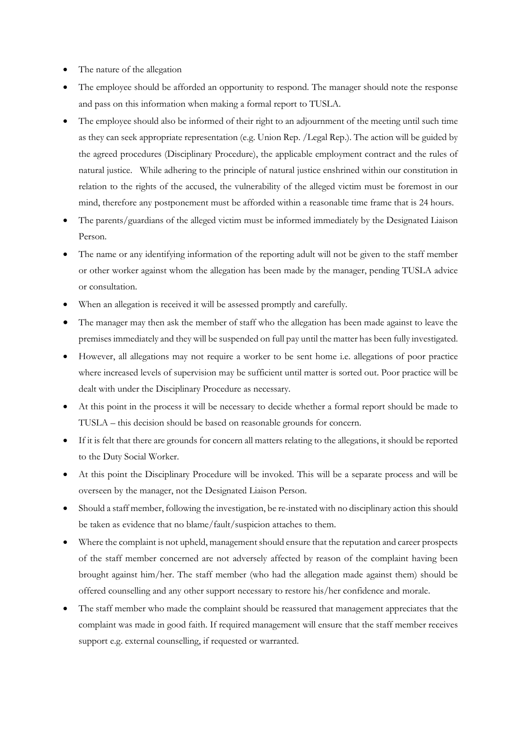- The nature of the allegation
- The employee should be afforded an opportunity to respond. The manager should note the response and pass on this information when making a formal report to TUSLA.
- The employee should also be informed of their right to an adjournment of the meeting until such time as they can seek appropriate representation (e.g. Union Rep. /Legal Rep.). The action will be guided by the agreed procedures (Disciplinary Procedure), the applicable employment contract and the rules of natural justice. While adhering to the principle of natural justice enshrined within our constitution in relation to the rights of the accused, the vulnerability of the alleged victim must be foremost in our mind, therefore any postponement must be afforded within a reasonable time frame that is 24 hours.
- The parents/guardians of the alleged victim must be informed immediately by the Designated Liaison Person.
- The name or any identifying information of the reporting adult will not be given to the staff member or other worker against whom the allegation has been made by the manager, pending TUSLA advice or consultation.
- When an allegation is received it will be assessed promptly and carefully.
- The manager may then ask the member of staff who the allegation has been made against to leave the premises immediately and they will be suspended on full pay until the matter has been fully investigated.
- However, all allegations may not require a worker to be sent home i.e. allegations of poor practice where increased levels of supervision may be sufficient until matter is sorted out. Poor practice will be dealt with under the Disciplinary Procedure as necessary.
- At this point in the process it will be necessary to decide whether a formal report should be made to TUSLA – this decision should be based on reasonable grounds for concern.
- If it is felt that there are grounds for concern all matters relating to the allegations, it should be reported to the Duty Social Worker.
- At this point the Disciplinary Procedure will be invoked. This will be a separate process and will be overseen by the manager, not the Designated Liaison Person.
- Should a staff member, following the investigation, be re-instated with no disciplinary action this should be taken as evidence that no blame/fault/suspicion attaches to them.
- Where the complaint is not upheld, management should ensure that the reputation and career prospects of the staff member concerned are not adversely affected by reason of the complaint having been brought against him/her. The staff member (who had the allegation made against them) should be offered counselling and any other support necessary to restore his/her confidence and morale.
- The staff member who made the complaint should be reassured that management appreciates that the complaint was made in good faith. If required management will ensure that the staff member receives support e.g. external counselling, if requested or warranted.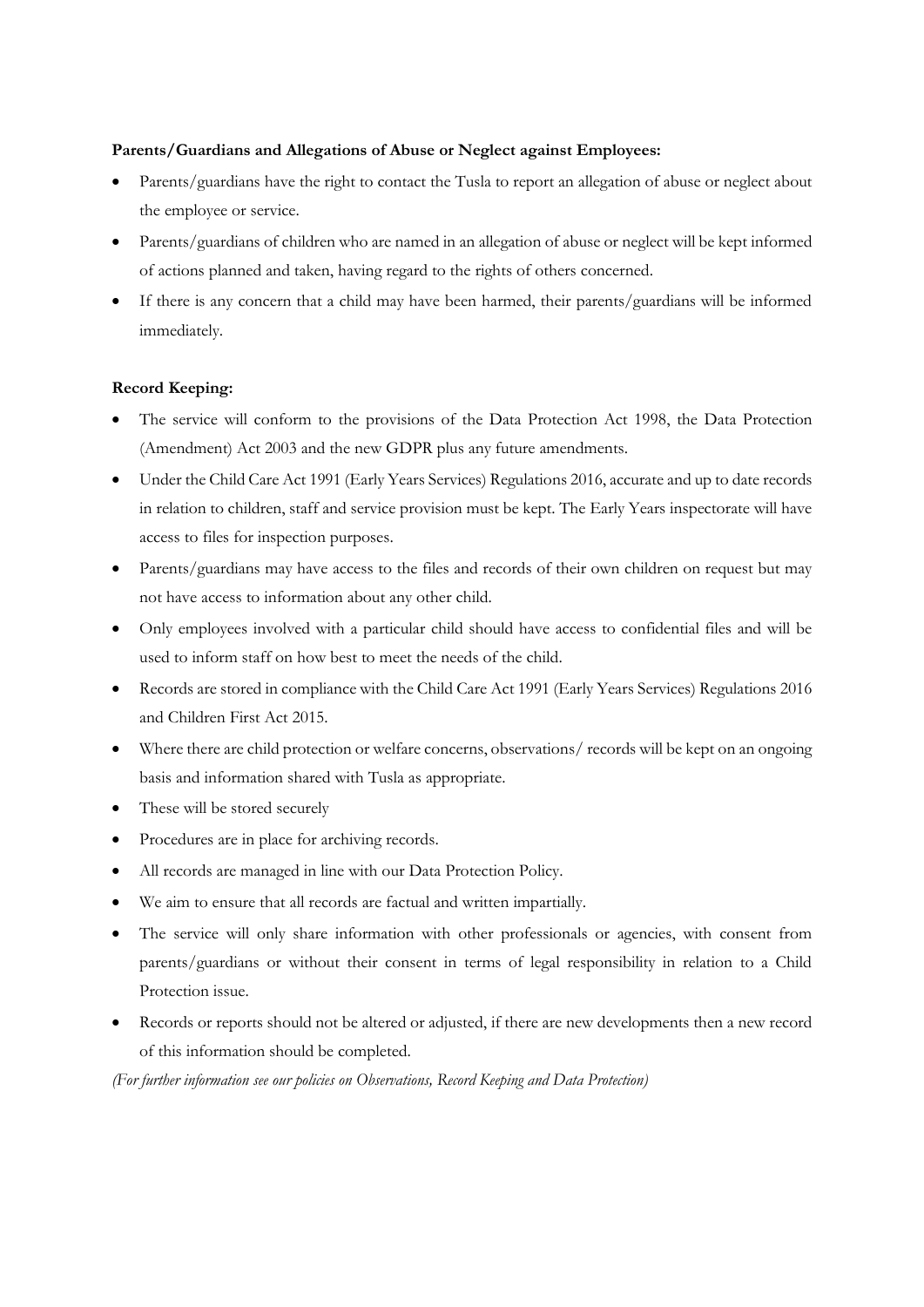**Parents/Guardians and Allegations of Abuse or Neglect against Employees:**

- Parents/guardians have the right to contact the Tusla to report an allegation of abuse or neglect about the employee or service.
- Parents/guardians of children who are named in an allegation of abuse or neglect will be kept informed of actions planned and taken, having regard to the rights of others concerned.
- If there is any concern that a child may have been harmed, their parents/guardians will be informed immediately.

**Record Keeping:**

- The service will conform to the provisions of the Data Protection Act 1998, the Data Protection (Amendment) Act 2003 and the new GDPR plus any future amendments.
- Under the Child Care Act 1991 (Early Years Services) Regulations 2016, accurate and up to date records in relation to children, staff and service provision must be kept. The Early Years inspectorate will have access to files for inspection purposes.
- Parents/guardians may have access to the files and records of their own children on request but may not have access to information about any other child.
- Only employees involved with a particular child should have access to confidential files and will be used to inform staff on how best to meet the needs of the child.
- Records are stored in compliance with the Child Care Act 1991 (Early Years Services) Regulations 2016 and Children First Act 2015.
- Where there are child protection or welfare concerns, observations/ records will be kept on an ongoing basis and information shared with Tusla as appropriate.
- These will be stored securely
- Procedures are in place for archiving records.
- All records are managed in line with our Data Protection Policy.
- We aim to ensure that all records are factual and written impartially.
- The service will only share information with other professionals or agencies, with consent from parents/guardians or without their consent in terms of legal responsibility in relation to a Child Protection issue.
- Records or reports should not be altered or adjusted, if there are new developments then a new record of this information should be completed.

*(For further information see our policies on Observations, Record Keeping and Data Protection)*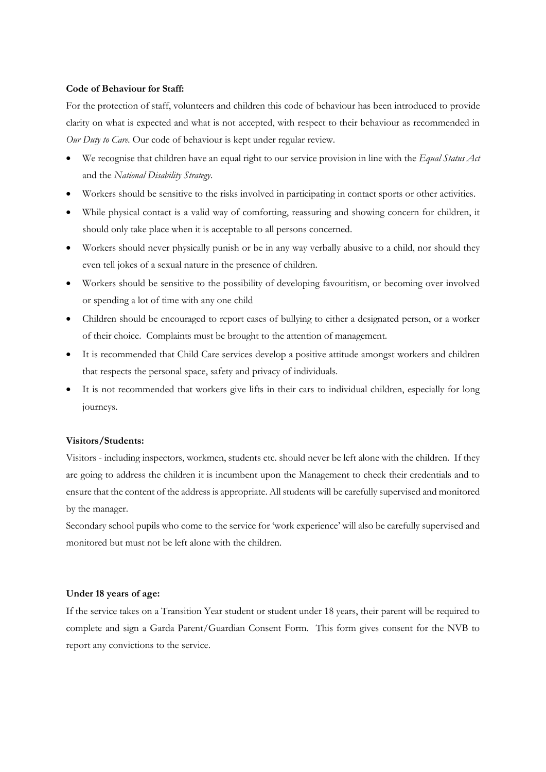**Code of Behaviour for Staff:**

For the protection of staff, volunteers and children this code of behaviour has been introduced to provide clarity on what is expected and what is not accepted, with respect to their behaviour as recommended in *Our Duty to Care.* Our code of behaviour is kept under regular review.

- We recognise that children have an equal right to our service provision in line with the *Equal Status Act* and the *National Disability Strategy*.
- Workers should be sensitive to the risks involved in participating in contact sports or other activities.
- While physical contact is a valid way of comforting, reassuring and showing concern for children, it should only take place when it is acceptable to all persons concerned.
- Workers should never physically punish or be in any way verbally abusive to a child, nor should they even tell jokes of a sexual nature in the presence of children.
- Workers should be sensitive to the possibility of developing favouritism, or becoming over involved or spending a lot of time with any one child
- Children should be encouraged to report cases of bullying to either a designated person, or a worker of their choice. Complaints must be brought to the attention of management.
- It is recommended that Child Care services develop a positive attitude amongst workers and children that respects the personal space, safety and privacy of individuals.
- It is not recommended that workers give lifts in their cars to individual children, especially for long journeys.

**Visitors/Students:**

Visitors - including inspectors, workmen, students etc. should never be left alone with the children. If they are going to address the children it is incumbent upon the Management to check their credentials and to ensure that the content of the address is appropriate. All students will be carefully supervised and monitored by the manager.

Secondary school pupils who come to the service for 'work experience' will also be carefully supervised and monitored but must not be left alone with the children.

**Under 18 years of age:**

If the service takes on a Transition Year student or student under 18 years, their parent will be required to complete and sign a Garda Parent/Guardian Consent Form. This form gives consent for the NVB to report any convictions to the service.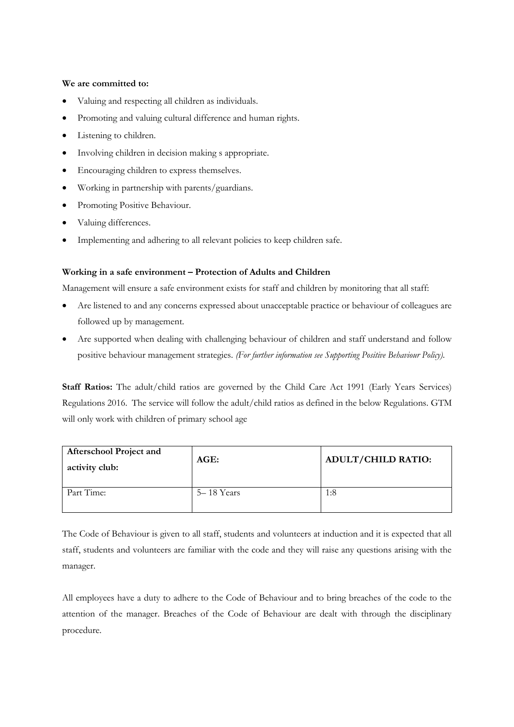**We are committed to:**

- Valuing and respecting all children as individuals.
- Promoting and valuing cultural difference and human rights.
- Listening to children.
- Involving children in decision making s appropriate.
- Encouraging children to express themselves.
- Working in partnership with parents/guardians.
- Promoting Positive Behaviour.
- Valuing differences.
- Implementing and adhering to all relevant policies to keep children safe.

**Working in a safe environment – Protection of Adults and Children**

Management will ensure a safe environment exists for staff and children by monitoring that all staff:

- Are listened to and any concerns expressed about unacceptable practice or behaviour of colleagues are followed up by management.
- Are supported when dealing with challenging behaviour of children and staff understand and follow positive behaviour management strategies. *(For further information see Supporting Positive Behaviour Policy).*

**Staff Ratios:** The adult/child ratios are governed by the Child Care Act 1991 (Early Years Services) Regulations 2016. The service will follow the adult/child ratios as defined in the below Regulations. GTM will only work with children of primary school age

| Afterschool Project and activity club: | AGE: | ADULT/CHILD RATIO: |
|---|---|---|
| Part Time: | 5– 18 Years | 1:8 |

The Code of Behaviour is given to all staff, students and volunteers at induction and it is expected that all staff, students and volunteers are familiar with the code and they will raise any questions arising with the manager.

All employees have a duty to adhere to the Code of Behaviour and to bring breaches of the code to the attention of the manager. Breaches of the Code of Behaviour are dealt with through the disciplinary procedure.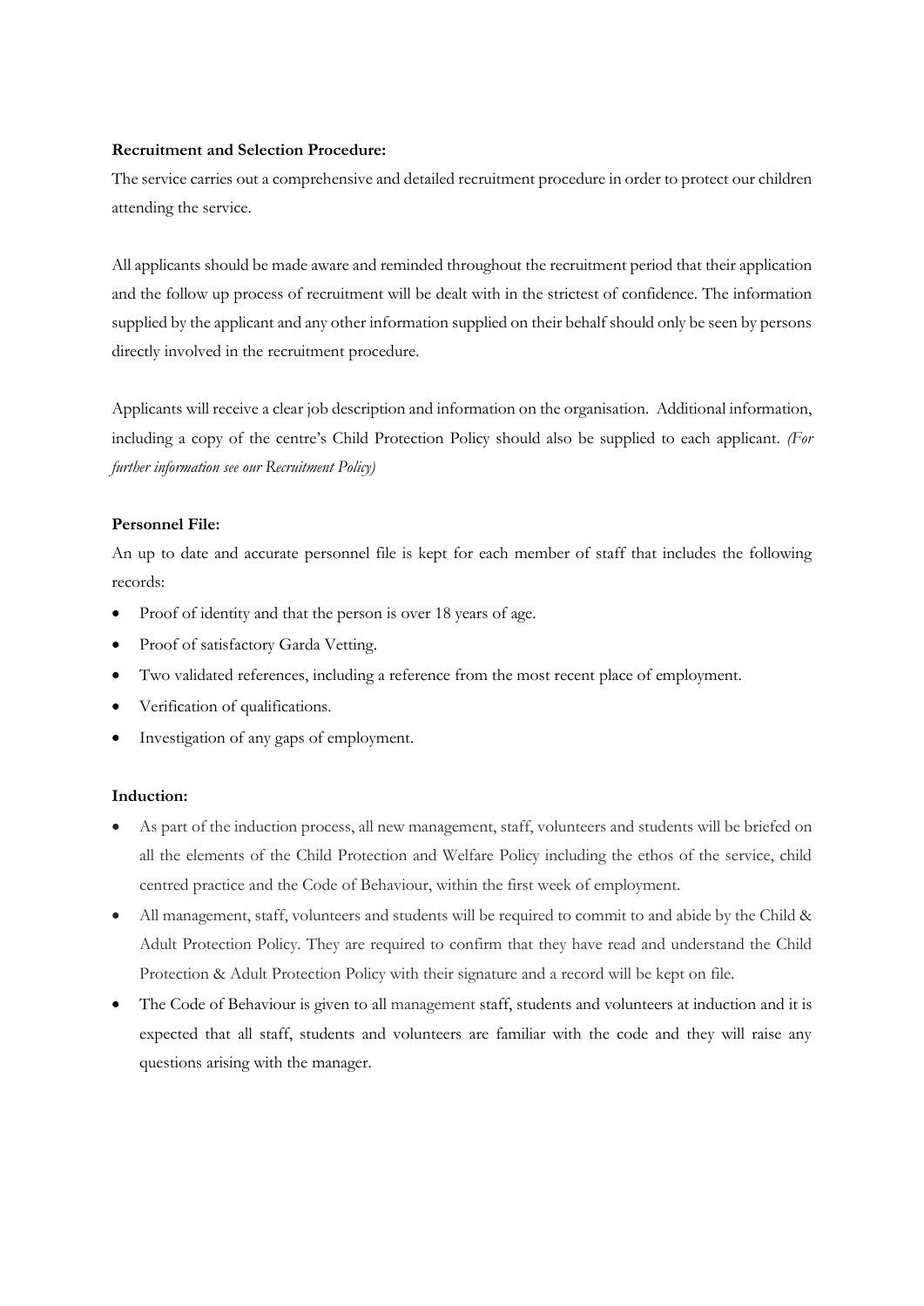**Recruitment and Selection Procedure:**

The service carries out a comprehensive and detailed recruitment procedure in order to protect our children attending the service.

All applicants should be made aware and reminded throughout the recruitment period that their application and the follow up process of recruitment will be dealt with in the strictest of confidence. The information supplied by the applicant and any other information supplied on their behalf should only be seen by persons directly involved in the recruitment procedure.

Applicants will receive a clear job description and information on the organisation. Additional information, including a copy of the centre's Child Protection Policy should also be supplied to each applicant. *(For further information see our Recruitment Policy)*

**Personnel File:**

An up to date and accurate personnel file is kept for each member of staff that includes the following records:

- Proof of identity and that the person is over 18 years of age.
- Proof of satisfactory Garda Vetting.
- Two validated references, including a reference from the most recent place of employment.
- Verification of qualifications.
- Investigation of any gaps of employment.

**Induction:**

- As part of the induction process, all new management, staff, volunteers and students will be briefed on all the elements of the Child Protection and Welfare Policy including the ethos of the service, child centred practice and the Code of Behaviour, within the first week of employment.
- All management, staff, volunteers and students will be required to commit to and abide by the Child & Adult Protection Policy. They are required to confirm that they have read and understand the Child Protection & Adult Protection Policy with their signature and a record will be kept on file.
- The Code of Behaviour is given to all management staff, students and volunteers at induction and it is expected that all staff, students and volunteers are familiar with the code and they will raise any questions arising with the manager.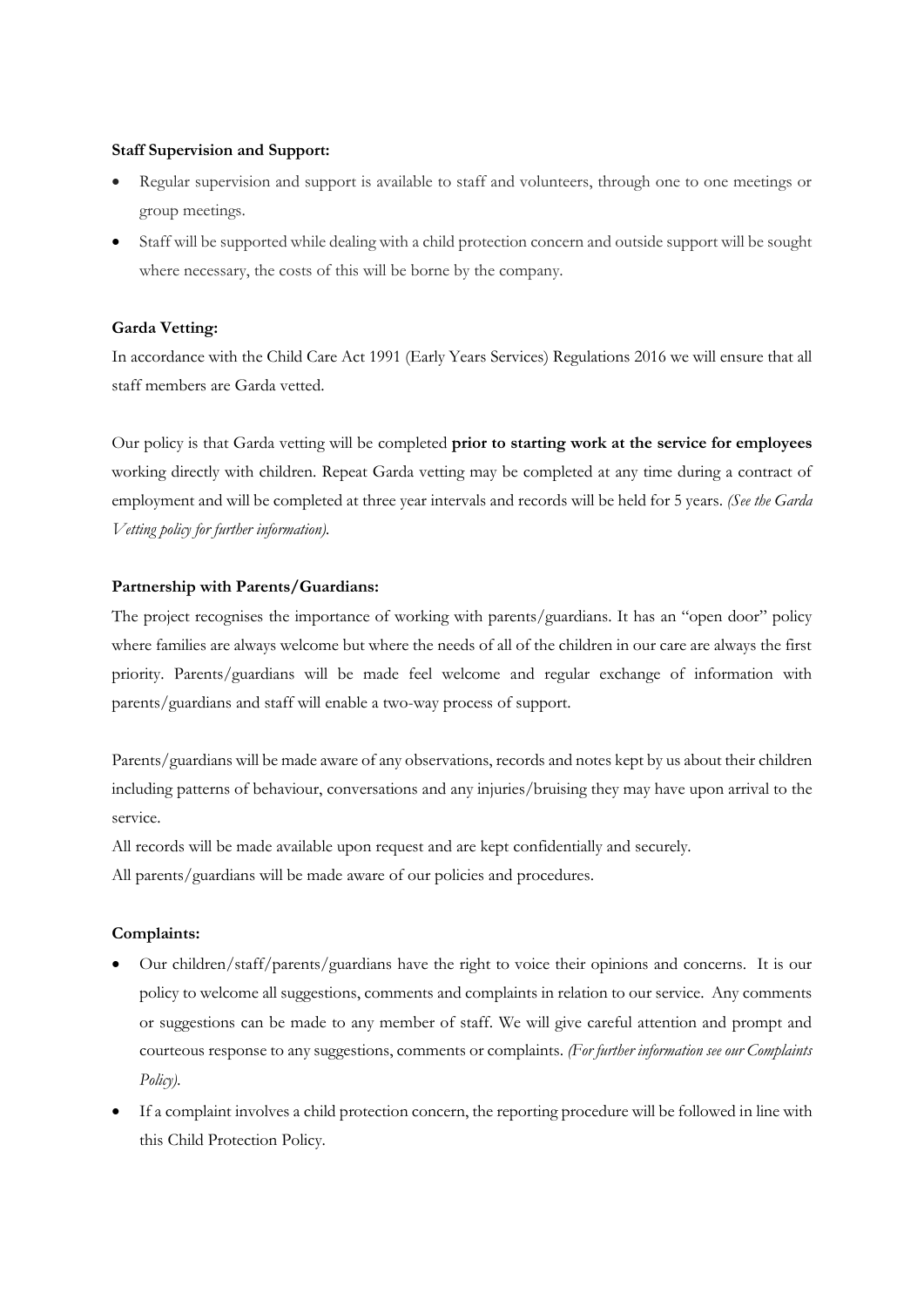**Staff Supervision and Support:**

- Regular supervision and support is available to staff and volunteers, through one to one meetings or group meetings.
- Staff will be supported while dealing with a child protection concern and outside support will be sought where necessary, the costs of this will be borne by the company.

**Garda Vetting:**

In accordance with the Child Care Act 1991 (Early Years Services) Regulations 2016 we will ensure that all staff members are Garda vetted.

Our policy is that Garda vetting will be completed **prior to starting work at the service for employees** working directly with children. Repeat Garda vetting may be completed at any time during a contract of employment and will be completed at three year intervals and records will be held for 5 years. *(See the Garda Vetting policy for further information).*

**Partnership with Parents/Guardians:**

The project recognises the importance of working with parents/guardians. It has an "open door" policy where families are always welcome but where the needs of all of the children in our care are always the first priority. Parents/guardians will be made feel welcome and regular exchange of information with parents/guardians and staff will enable a two-way process of support.

Parents/guardians will be made aware of any observations, records and notes kept by us about their children including patterns of behaviour, conversations and any injuries/bruising they may have upon arrival to the service.

All records will be made available upon request and are kept confidentially and securely.

All parents/guardians will be made aware of our policies and procedures.

**Complaints:**

- Our children/staff/parents/guardians have the right to voice their opinions and concerns. It is our policy to welcome all suggestions, comments and complaints in relation to our service. Any comments or suggestions can be made to any member of staff. We will give careful attention and prompt and courteous response to any suggestions, comments or complaints. *(For further information see our Complaints Policy).*
- If a complaint involves a child protection concern, the reporting procedure will be followed in line with this Child Protection Policy.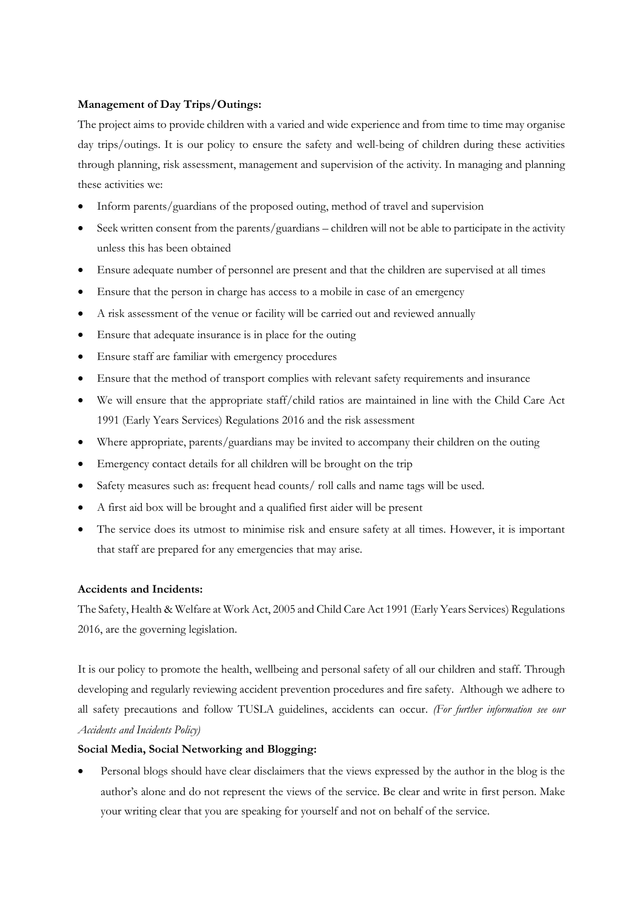**Management of Day Trips/Outings:**

The project aims to provide children with a varied and wide experience and from time to time may organise day trips/outings. It is our policy to ensure the safety and well-being of children during these activities through planning, risk assessment, management and supervision of the activity. In managing and planning these activities we:

- Inform parents/guardians of the proposed outing, method of travel and supervision
- Seek written consent from the parents/guardians – children will not be able to participate in the activity unless this has been obtained
- Ensure adequate number of personnel are present and that the children are supervised at all times
- Ensure that the person in charge has access to a mobile in case of an emergency
- A risk assessment of the venue or facility will be carried out and reviewed annually
- Ensure that adequate insurance is in place for the outing
- Ensure staff are familiar with emergency procedures
- Ensure that the method of transport complies with relevant safety requirements and insurance
- We will ensure that the appropriate staff/child ratios are maintained in line with the Child Care Act 1991 (Early Years Services) Regulations 2016 and the risk assessment
- Where appropriate, parents/guardians may be invited to accompany their children on the outing
- Emergency contact details for all children will be brought on the trip
- Safety measures such as: frequent head counts/ roll calls and name tags will be used.
- A first aid box will be brought and a qualified first aider will be present
- The service does its utmost to minimise risk and ensure safety at all times. However, it is important that staff are prepared for any emergencies that may arise.

**Accidents and Incidents:**

The Safety, Health & Welfare at Work Act, 2005 and Child Care Act 1991 (Early Years Services) Regulations 2016, are the governing legislation.

It is our policy to promote the health, wellbeing and personal safety of all our children and staff. Through developing and regularly reviewing accident prevention procedures and fire safety. Although we adhere to all safety precautions and follow TUSLA guidelines, accidents can occur. *(For further information see our Accidents and Incidents Policy)*

**Social Media, Social Networking and Blogging:**

- Personal blogs should have clear disclaimers that the views expressed by the author in the blog is the author's alone and do not represent the views of the service. Be clear and write in first person. Make your writing clear that you are speaking for yourself and not on behalf of the service.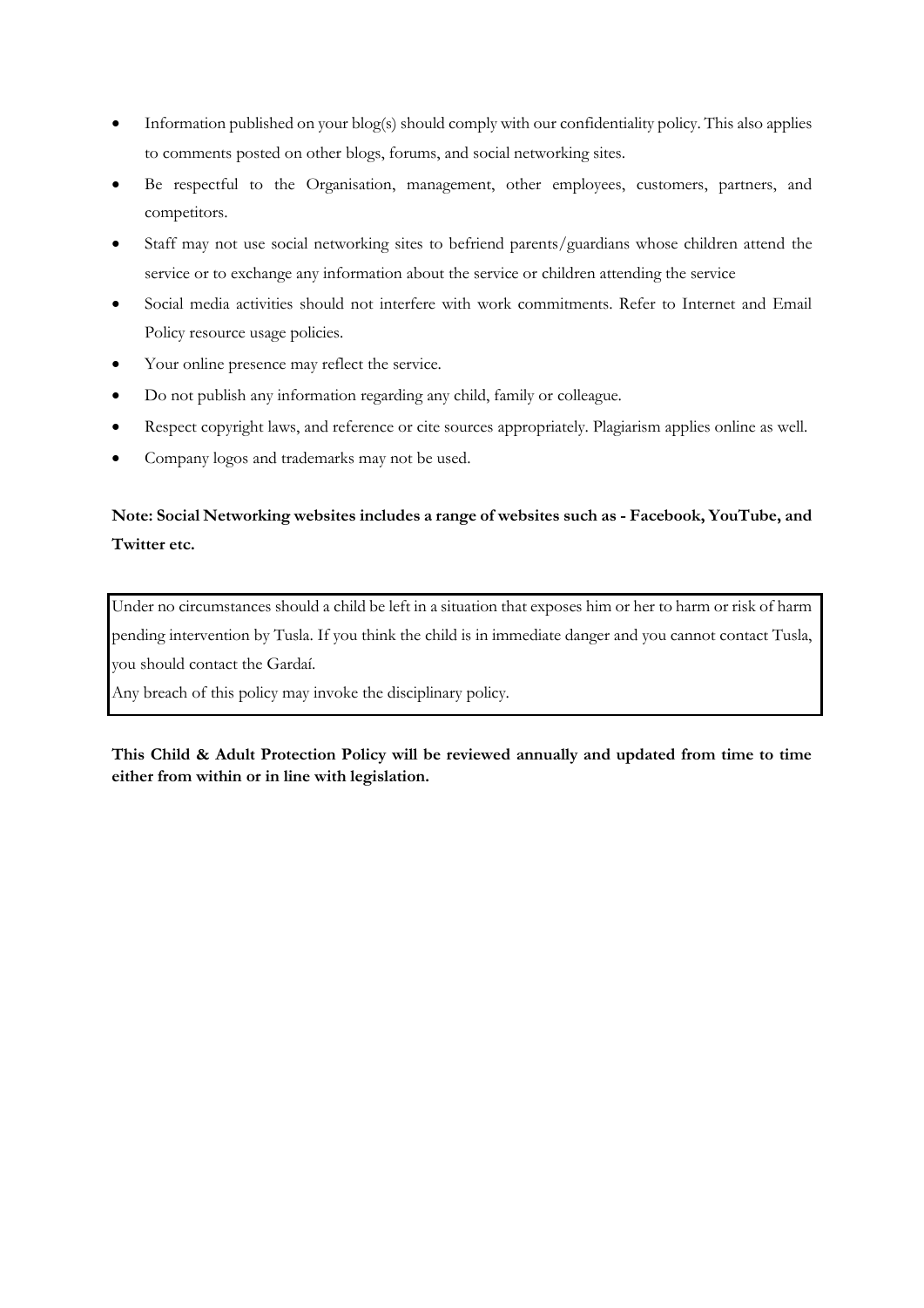- Information published on your blog(s) should comply with our confidentiality policy. This also applies to comments posted on other blogs, forums, and social networking sites.
- Be respectful to the Organisation, management, other employees, customers, partners, and competitors.
- Staff may not use social networking sites to befriend parents/guardians whose children attend the service or to exchange any information about the service or children attending the service
- Social media activities should not interfere with work commitments. Refer to Internet and Email Policy resource usage policies.
- Your online presence may reflect the service.
- Do not publish any information regarding any child, family or colleague.
- Respect copyright laws, and reference or cite sources appropriately. Plagiarism applies online as well.
- Company logos and trademarks may not be used.

**Note: Social Networking websites includes a range of websites such as - Facebook, YouTube, and Twitter etc.**

Under no circumstances should a child be left in a situation that exposes him or her to harm or risk of harm pending intervention by Tusla. If you think the child is in immediate danger and you cannot contact Tusla, you should contact the Gardaí.

Any breach of this policy may invoke the disciplinary policy.

**This Child & Adult Protection Policy will be reviewed annually and updated from time to time either from within or in line with legislation.**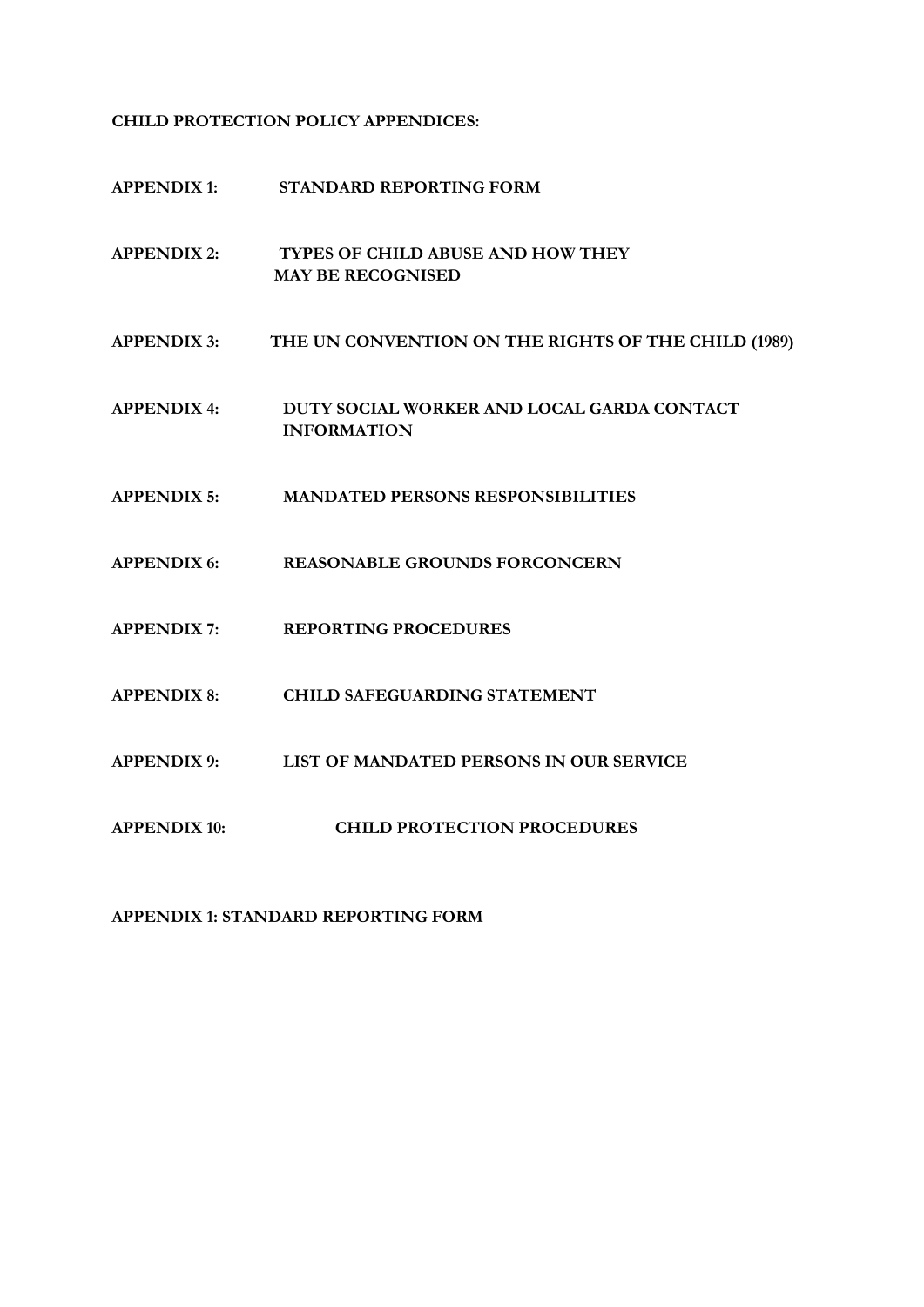**CHILD PROTECTION POLICY APPENDICES:**

**APPENDIX 1: STANDARD REPORTING FORM**

**APPENDIX 2: TYPES OF CHILD ABUSE AND HOW THEY MAY BE RECOGNISED**

**APPENDIX 3: THE UN CONVENTION ON THE RIGHTS OF THE CHILD (1989)**

**APPENDIX 4: DUTY SOCIAL WORKER AND LOCAL GARDA CONTACT INFORMATION**

**APPENDIX 5: MANDATED PERSONS RESPONSIBILITIES**

**APPENDIX 6: REASONABLE GROUNDS FORCONCERN**

**APPENDIX 7: REPORTING PROCEDURES**

**APPENDIX 8: CHILD SAFEGUARDING STATEMENT**

**APPENDIX 9: LIST OF MANDATED PERSONS IN OUR SERVICE**

**APPENDIX 10: CHILD PROTECTION PROCEDURES**

## APPENDIX 1: STANDARD REPORTING FORM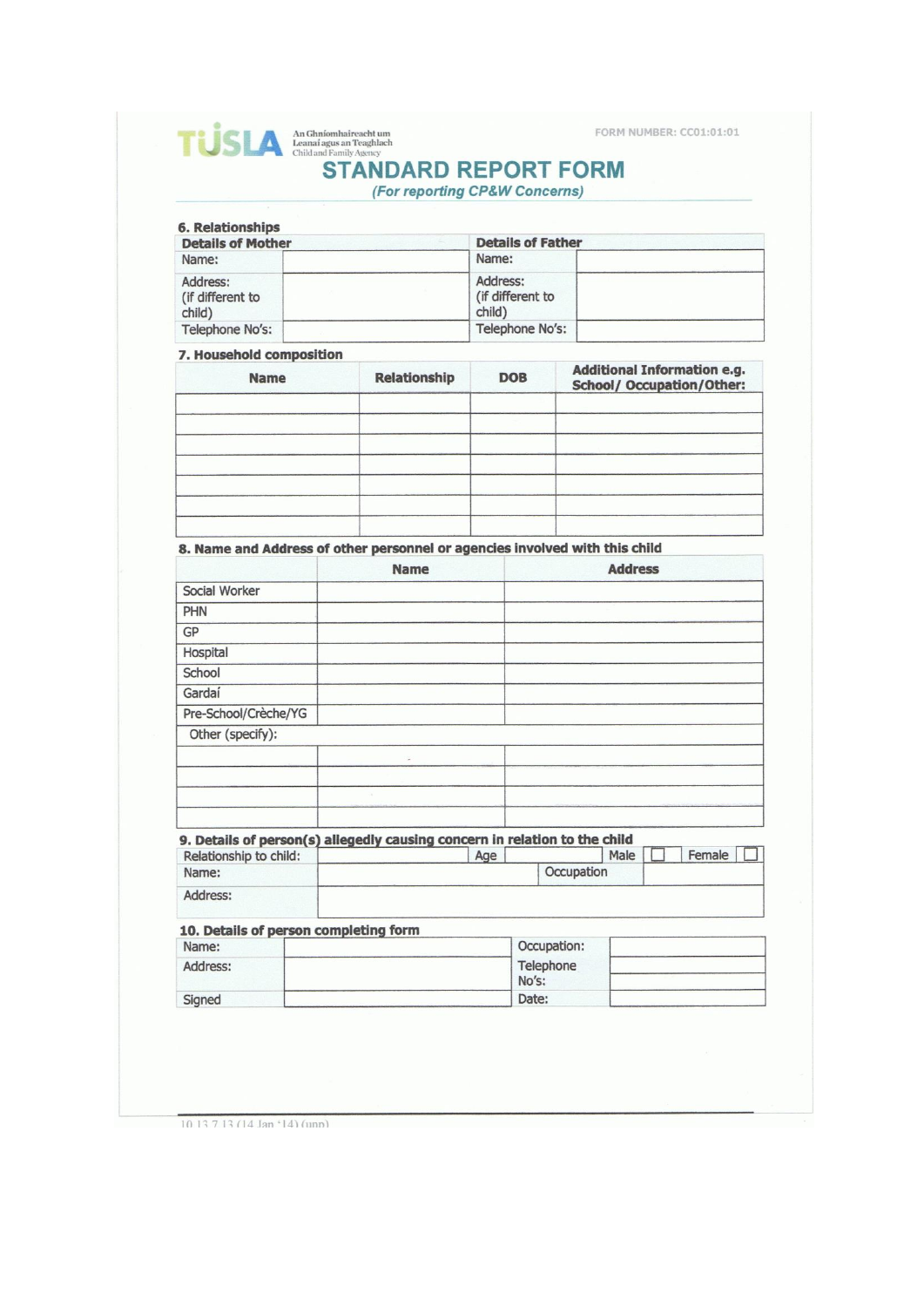TÚSLA An Ghníomhaireacht um Leanaí agus an Teaghlach Child and Family Agency

FORM NUMBER: CC01:01:01

# STANDARD REPORT FORM

*(For reporting CP&W Concerns)*

### 6. Relationships

| Details of Mother | | Details of Father | |
|---|---|---|---|
| Name: | | Name: | |
| Address: (if different to child) | | Address: (if different to child) | |
| Telephone No's: | | Telephone No's: | |

### 7. Household composition

| Name | Relationship | DOB | Additional Information e.g. School/ Occupation/Other: |
|---|---|---|---|
| | | | |
| | | | |
| | | | |
| | | | |
| | | | |
| | | | |
| | | | |

### 8. Name and Address of other personnel or agencies involved with this child

| | Name | Address |
|---|---|---|
| Social Worker | | |
| PHN | | |
| GP | | |
| Hospital | | |
| School | | |
| Gardaí | | |
| Pre-School/Crèche/YG | | |
| Other (specify): | | |
| | | |
| | | |
| | | |
| | | |

### 9. Details of person(s) allegedly causing concern in relation to the child

| Relationship to child: | | Age | | Male ☐ | Female ☐ |
|---|---|---|---|---|---|
| Name: | | Occupation | | | |
| Address: | | | | | |

### 10. Details of person completing form

| Name: | | Occupation: | |
|---|---|---|---|
| Address: | | Telephone No's: | |
| Signed | | Date: | |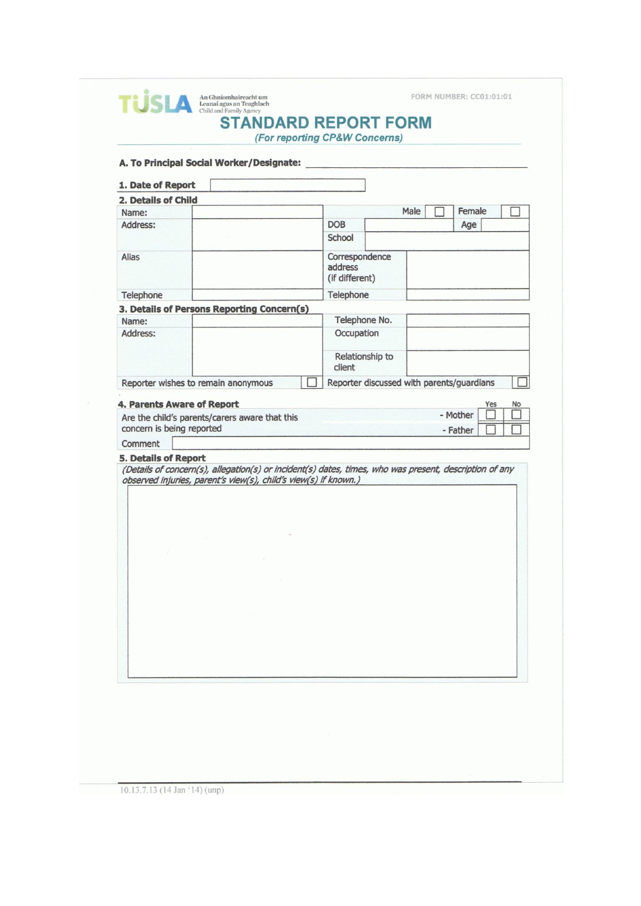TUSLA An Ghníomhaireacht um Leanaí agus an Teaghlach Child and Family Agency

FORM NUMBER: CC01:01:01

# STANDARD REPORT FORM

*(For reporting CP&W Concerns)*

**A. To Principal Social Worker/Designate:** ______________________________

**1. Date of Report** ☐

**2. Details of Child**

| | | | | | |
|---|---|---|---|---|---|
| Name: | | Male ☐ | | Female ☐ | |
| Address: | | DOB | | Age | |
| | | School | | | |
| Alias | | Correspondence address (if different) | | | |
| Telephone | | Telephone | | | |

**3. Details of Persons Reporting Concern(s)**

| | | | |
|---|---|---|---|
| Name: | | Telephone No. | |
| Address: | | Occupation | |
| | | Relationship to client | |
| Reporter wishes to remain anonymous | ☐ | Reporter discussed with parents/guardians | ☐ |

**4. Parents Aware of Report**

| | | Yes | No |
|---|---|---|---|
| Are the child's parents/carers aware that this concern is being reported | - Mother | ☐ | ☐ |
| | - Father | ☐ | ☐ |
| Comment | | | |

**5. Details of Report**

*(Details of concern(s), allegation(s) or incident(s) dates, times, who was present, description of any observed injuries, parent's view(s), child's view(s) if known.)*

10.13.7.13 (14 Jan '14) (unp)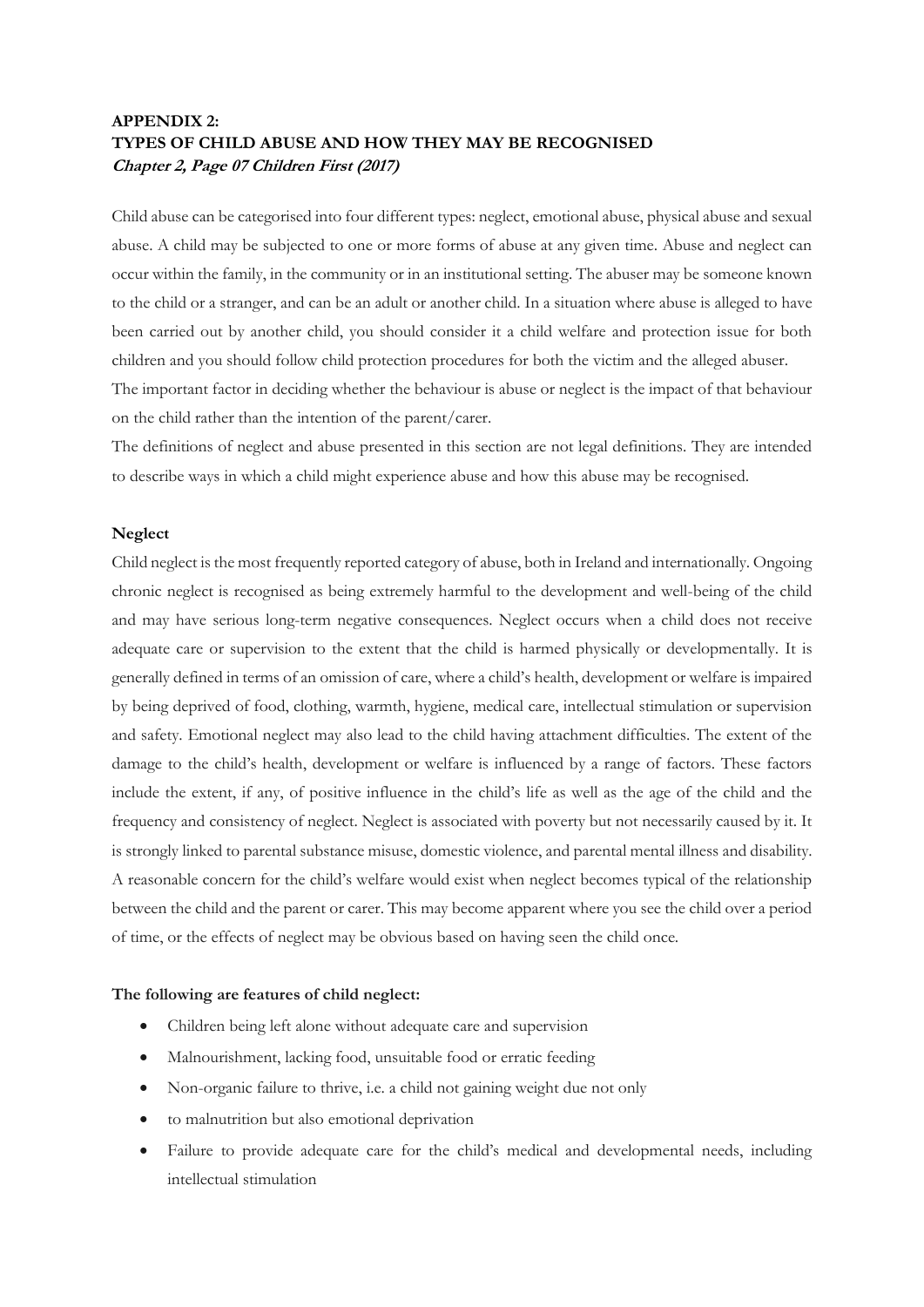**APPENDIX 2:**
**TYPES OF CHILD ABUSE AND HOW THEY MAY BE RECOGNISED**
***Chapter 2, Page 07 Children First (2017)***

Child abuse can be categorised into four different types: neglect, emotional abuse, physical abuse and sexual abuse. A child may be subjected to one or more forms of abuse at any given time. Abuse and neglect can occur within the family, in the community or in an institutional setting. The abuser may be someone known to the child or a stranger, and can be an adult or another child. In a situation where abuse is alleged to have been carried out by another child, you should consider it a child welfare and protection issue for both children and you should follow child protection procedures for both the victim and the alleged abuser.
The important factor in deciding whether the behaviour is abuse or neglect is the impact of that behaviour on the child rather than the intention of the parent/carer.
The definitions of neglect and abuse presented in this section are not legal definitions. They are intended to describe ways in which a child might experience abuse and how this abuse may be recognised.

**Neglect**
Child neglect is the most frequently reported category of abuse, both in Ireland and internationally. Ongoing chronic neglect is recognised as being extremely harmful to the development and well-being of the child and may have serious long-term negative consequences. Neglect occurs when a child does not receive adequate care or supervision to the extent that the child is harmed physically or developmentally. It is generally defined in terms of an omission of care, where a child's health, development or welfare is impaired by being deprived of food, clothing, warmth, hygiene, medical care, intellectual stimulation or supervision and safety. Emotional neglect may also lead to the child having attachment difficulties. The extent of the damage to the child's health, development or welfare is influenced by a range of factors. These factors include the extent, if any, of positive influence in the child's life as well as the age of the child and the frequency and consistency of neglect. Neglect is associated with poverty but not necessarily caused by it. It is strongly linked to parental substance misuse, domestic violence, and parental mental illness and disability. A reasonable concern for the child's welfare would exist when neglect becomes typical of the relationship between the child and the parent or carer. This may become apparent where you see the child over a period of time, or the effects of neglect may be obvious based on having seen the child once.

**The following are features of child neglect:**

- Children being left alone without adequate care and supervision
- Malnourishment, lacking food, unsuitable food or erratic feeding
- Non-organic failure to thrive, i.e. a child not gaining weight due not only
- to malnutrition but also emotional deprivation
- Failure to provide adequate care for the child's medical and developmental needs, including intellectual stimulation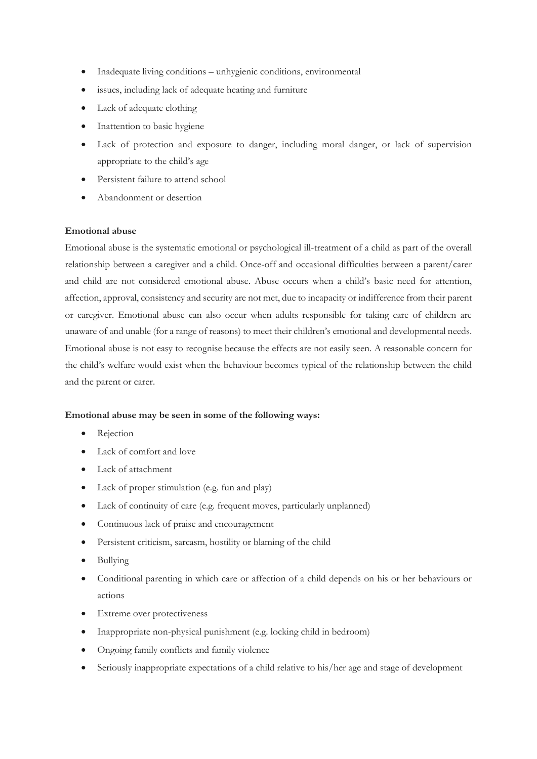- Inadequate living conditions – unhygienic conditions, environmental
- issues, including lack of adequate heating and furniture
- Lack of adequate clothing
- Inattention to basic hygiene
- Lack of protection and exposure to danger, including moral danger, or lack of supervision appropriate to the child's age
- Persistent failure to attend school
- Abandonment or desertion

**Emotional abuse**

Emotional abuse is the systematic emotional or psychological ill-treatment of a child as part of the overall relationship between a caregiver and a child. Once-off and occasional difficulties between a parent/carer and child are not considered emotional abuse. Abuse occurs when a child's basic need for attention, affection, approval, consistency and security are not met, due to incapacity or indifference from their parent or caregiver. Emotional abuse can also occur when adults responsible for taking care of children are unaware of and unable (for a range of reasons) to meet their children's emotional and developmental needs. Emotional abuse is not easy to recognise because the effects are not easily seen. A reasonable concern for the child's welfare would exist when the behaviour becomes typical of the relationship between the child and the parent or carer.

**Emotional abuse may be seen in some of the following ways:**

- Rejection
- Lack of comfort and love
- Lack of attachment
- Lack of proper stimulation (e.g. fun and play)
- Lack of continuity of care (e.g. frequent moves, particularly unplanned)
- Continuous lack of praise and encouragement
- Persistent criticism, sarcasm, hostility or blaming of the child
- Bullying
- Conditional parenting in which care or affection of a child depends on his or her behaviours or actions
- Extreme over protectiveness
- Inappropriate non-physical punishment (e.g. locking child in bedroom)
- Ongoing family conflicts and family violence
- Seriously inappropriate expectations of a child relative to his/her age and stage of development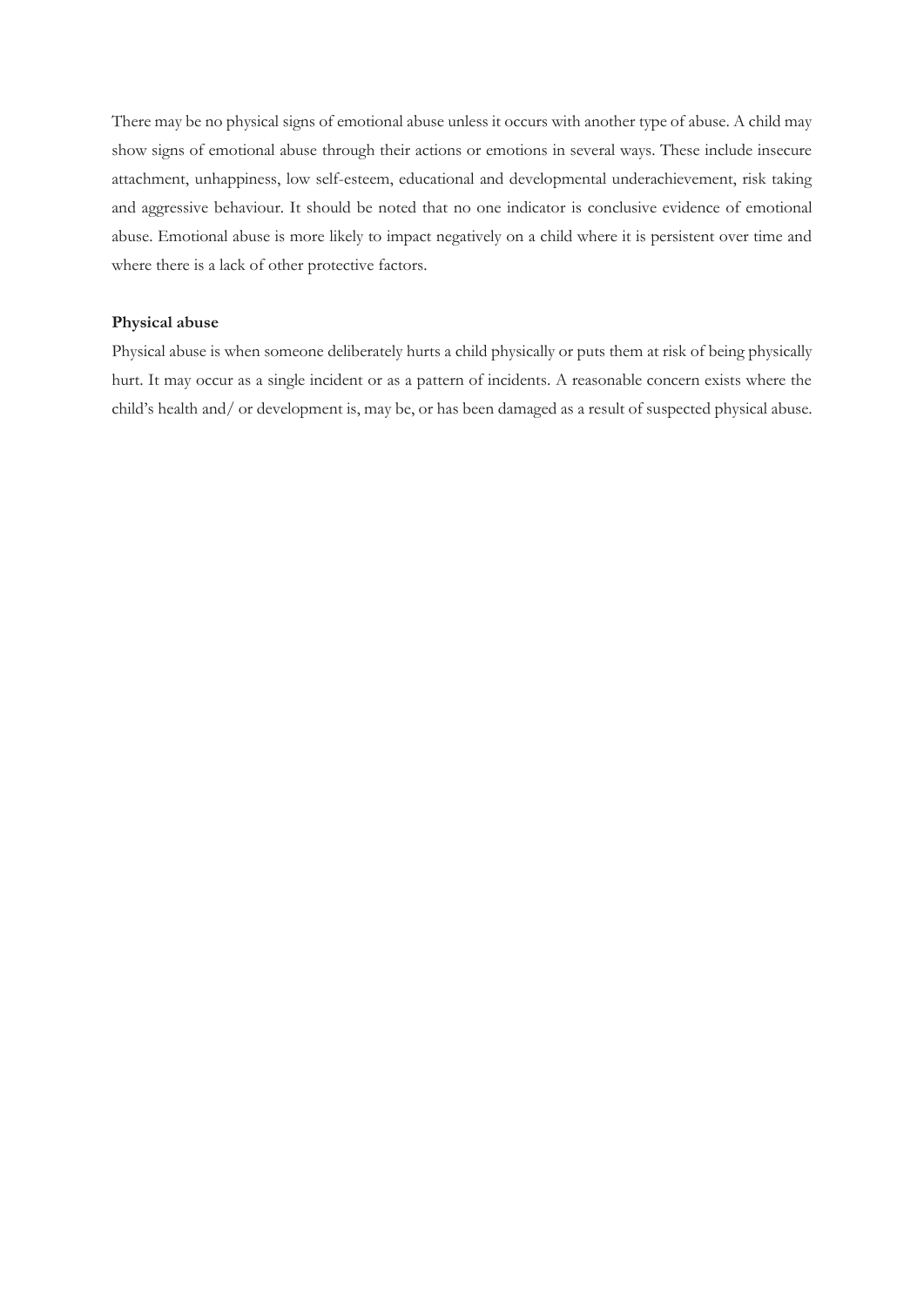There may be no physical signs of emotional abuse unless it occurs with another type of abuse. A child may show signs of emotional abuse through their actions or emotions in several ways. These include insecure attachment, unhappiness, low self-esteem, educational and developmental underachievement, risk taking and aggressive behaviour. It should be noted that no one indicator is conclusive evidence of emotional abuse. Emotional abuse is more likely to impact negatively on a child where it is persistent over time and where there is a lack of other protective factors.

**Physical abuse**

Physical abuse is when someone deliberately hurts a child physically or puts them at risk of being physically hurt. It may occur as a single incident or as a pattern of incidents. A reasonable concern exists where the child's health and/ or development is, may be, or has been damaged as a result of suspected physical abuse.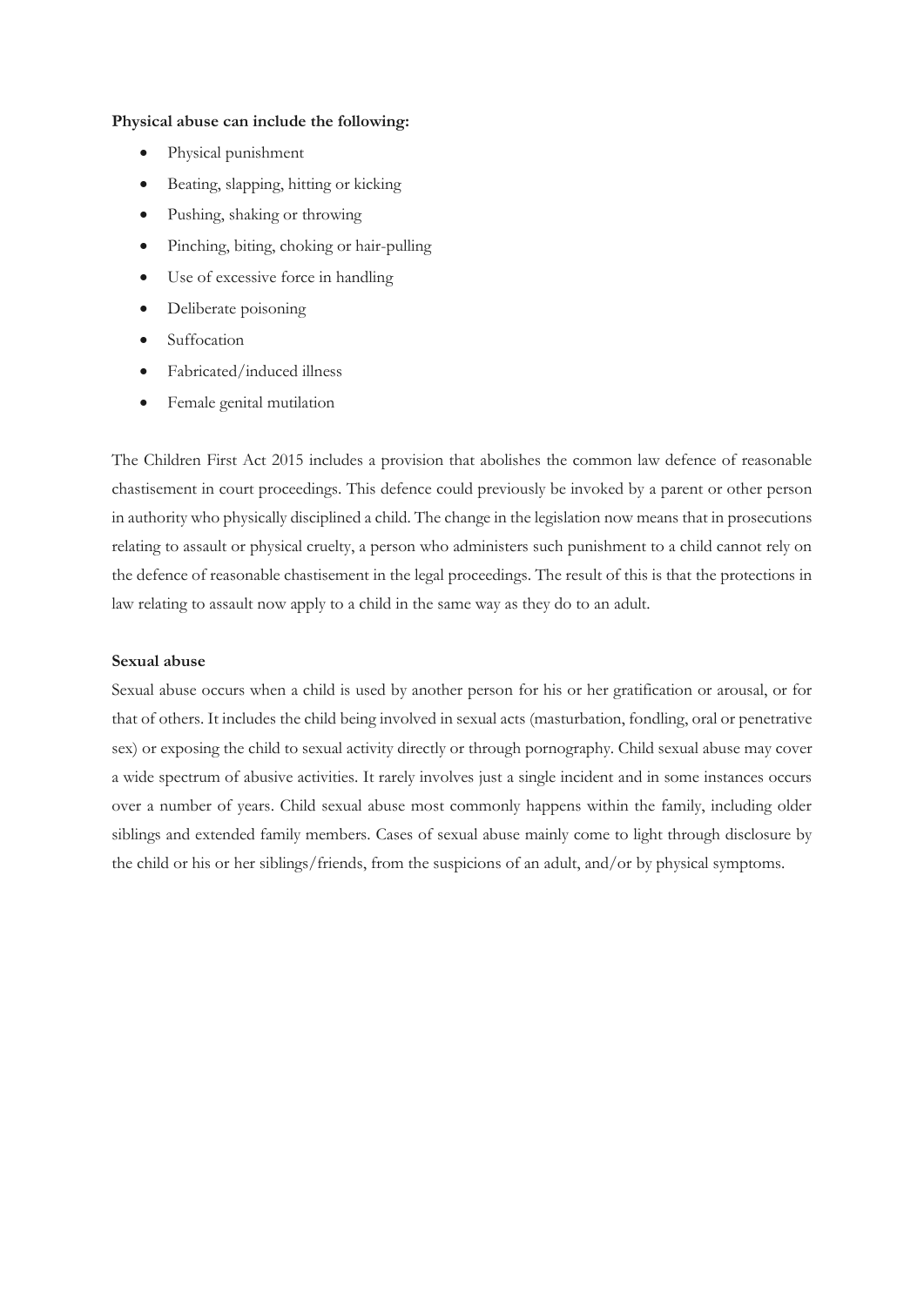**Physical abuse can include the following:**

- Physical punishment
- Beating, slapping, hitting or kicking
- Pushing, shaking or throwing
- Pinching, biting, choking or hair-pulling
- Use of excessive force in handling
- Deliberate poisoning
- Suffocation
- Fabricated/induced illness
- Female genital mutilation

The Children First Act 2015 includes a provision that abolishes the common law defence of reasonable chastisement in court proceedings. This defence could previously be invoked by a parent or other person in authority who physically disciplined a child. The change in the legislation now means that in prosecutions relating to assault or physical cruelty, a person who administers such punishment to a child cannot rely on the defence of reasonable chastisement in the legal proceedings. The result of this is that the protections in law relating to assault now apply to a child in the same way as they do to an adult.

**Sexual abuse**

Sexual abuse occurs when a child is used by another person for his or her gratification or arousal, or for that of others. It includes the child being involved in sexual acts (masturbation, fondling, oral or penetrative sex) or exposing the child to sexual activity directly or through pornography. Child sexual abuse may cover a wide spectrum of abusive activities. It rarely involves just a single incident and in some instances occurs over a number of years. Child sexual abuse most commonly happens within the family, including older siblings and extended family members. Cases of sexual abuse mainly come to light through disclosure by the child or his or her siblings/friends, from the suspicions of an adult, and/or by physical symptoms.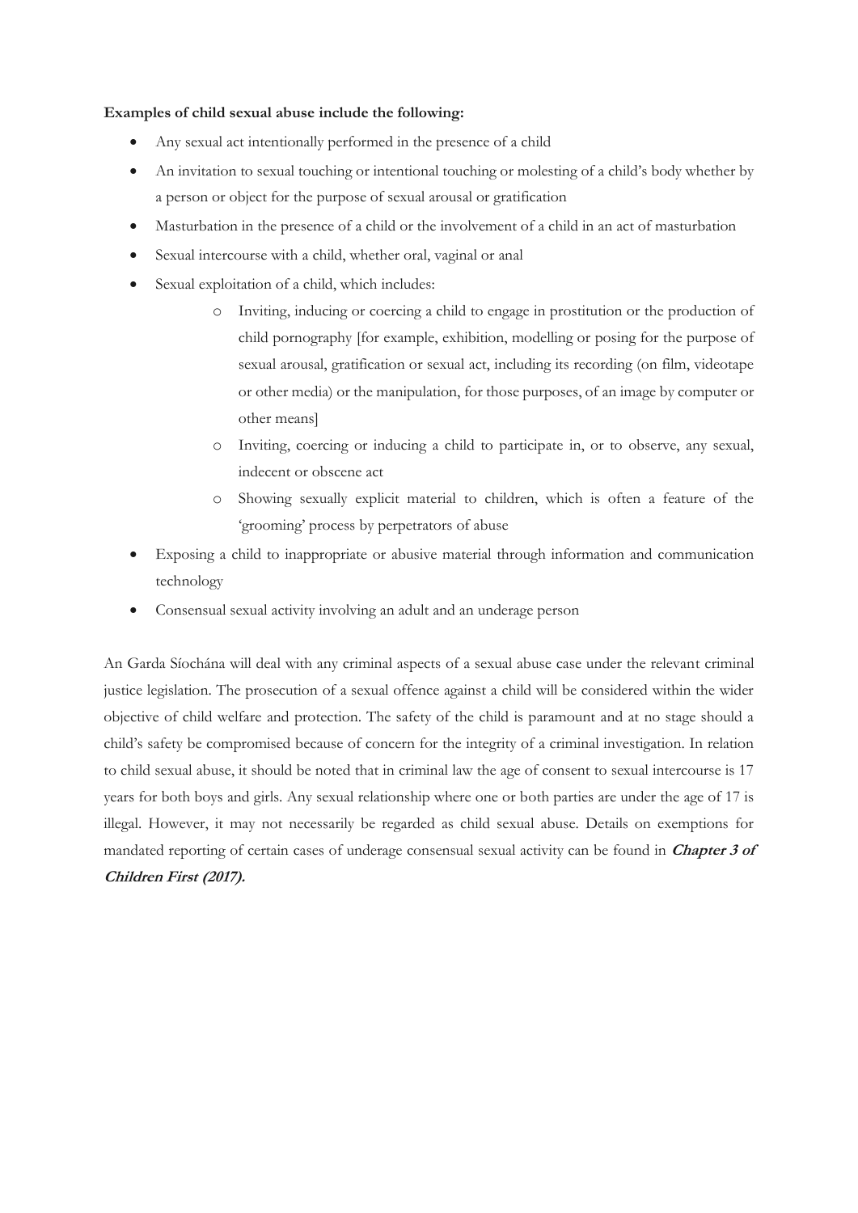**Examples of child sexual abuse include the following:**

- Any sexual act intentionally performed in the presence of a child
- An invitation to sexual touching or intentional touching or molesting of a child's body whether by a person or object for the purpose of sexual arousal or gratification
- Masturbation in the presence of a child or the involvement of a child in an act of masturbation
- Sexual intercourse with a child, whether oral, vaginal or anal
- Sexual exploitation of a child, which includes:
    - Inviting, inducing or coercing a child to engage in prostitution or the production of child pornography [for example, exhibition, modelling or posing for the purpose of sexual arousal, gratification or sexual act, including its recording (on film, videotape or other media) or the manipulation, for those purposes, of an image by computer or other means]
    - Inviting, coercing or inducing a child to participate in, or to observe, any sexual, indecent or obscene act
    - Showing sexually explicit material to children, which is often a feature of the 'grooming' process by perpetrators of abuse
- Exposing a child to inappropriate or abusive material through information and communication technology
- Consensual sexual activity involving an adult and an underage person

An Garda Síochána will deal with any criminal aspects of a sexual abuse case under the relevant criminal justice legislation. The prosecution of a sexual offence against a child will be considered within the wider objective of child welfare and protection. The safety of the child is paramount and at no stage should a child's safety be compromised because of concern for the integrity of a criminal investigation. In relation to child sexual abuse, it should be noted that in criminal law the age of consent to sexual intercourse is 17 years for both boys and girls. Any sexual relationship where one or both parties are under the age of 17 is illegal. However, it may not necessarily be regarded as child sexual abuse. Details on exemptions for mandated reporting of certain cases of underage consensual sexual activity can be found in ***Chapter 3 of Children First (2017).***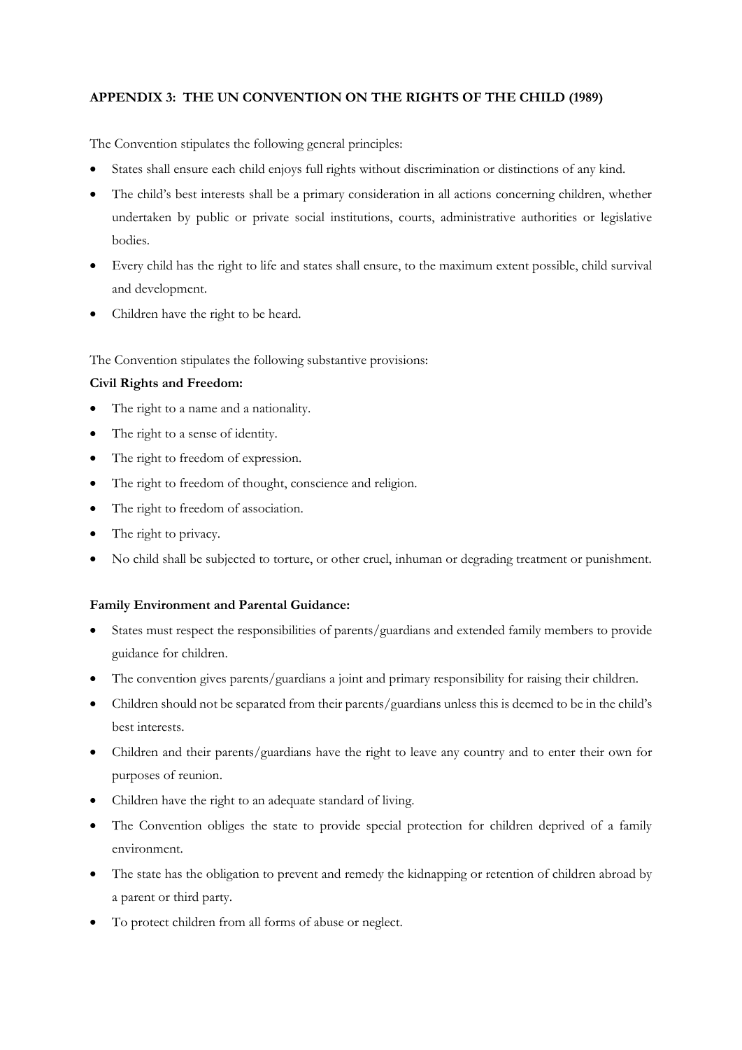## APPENDIX 3: THE UN CONVENTION ON THE RIGHTS OF THE CHILD (1989)

The Convention stipulates the following general principles:

- States shall ensure each child enjoys full rights without discrimination or distinctions of any kind.
- The child's best interests shall be a primary consideration in all actions concerning children, whether undertaken by public or private social institutions, courts, administrative authorities or legislative bodies.
- Every child has the right to life and states shall ensure, to the maximum extent possible, child survival and development.
- Children have the right to be heard.

The Convention stipulates the following substantive provisions:

**Civil Rights and Freedom:**

- The right to a name and a nationality.
- The right to a sense of identity.
- The right to freedom of expression.
- The right to freedom of thought, conscience and religion.
- The right to freedom of association.
- The right to privacy.
- No child shall be subjected to torture, or other cruel, inhuman or degrading treatment or punishment.

**Family Environment and Parental Guidance:**

- States must respect the responsibilities of parents/guardians and extended family members to provide guidance for children.
- The convention gives parents/guardians a joint and primary responsibility for raising their children.
- Children should not be separated from their parents/guardians unless this is deemed to be in the child's best interests.
- Children and their parents/guardians have the right to leave any country and to enter their own for purposes of reunion.
- Children have the right to an adequate standard of living.
- The Convention obliges the state to provide special protection for children deprived of a family environment.
- The state has the obligation to prevent and remedy the kidnapping or retention of children abroad by a parent or third party.
- To protect children from all forms of abuse or neglect.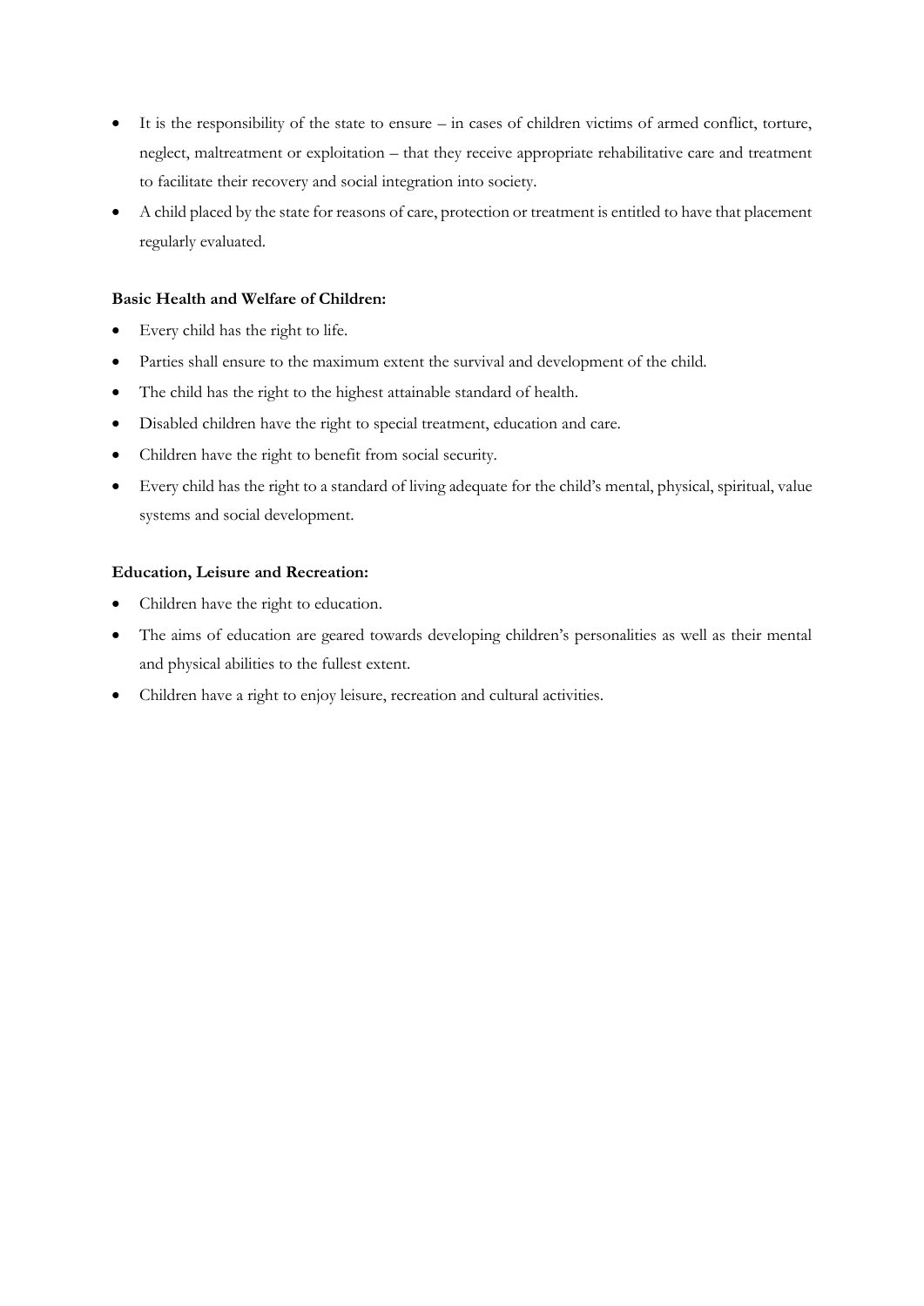- It is the responsibility of the state to ensure – in cases of children victims of armed conflict, torture, neglect, maltreatment or exploitation – that they receive appropriate rehabilitative care and treatment to facilitate their recovery and social integration into society.
- A child placed by the state for reasons of care, protection or treatment is entitled to have that placement regularly evaluated.

**Basic Health and Welfare of Children:**

- Every child has the right to life.
- Parties shall ensure to the maximum extent the survival and development of the child.
- The child has the right to the highest attainable standard of health.
- Disabled children have the right to special treatment, education and care.
- Children have the right to benefit from social security.
- Every child has the right to a standard of living adequate for the child's mental, physical, spiritual, value systems and social development.

**Education, Leisure and Recreation:**

- Children have the right to education.
- The aims of education are geared towards developing children's personalities as well as their mental and physical abilities to the fullest extent.
- Children have a right to enjoy leisure, recreation and cultural activities.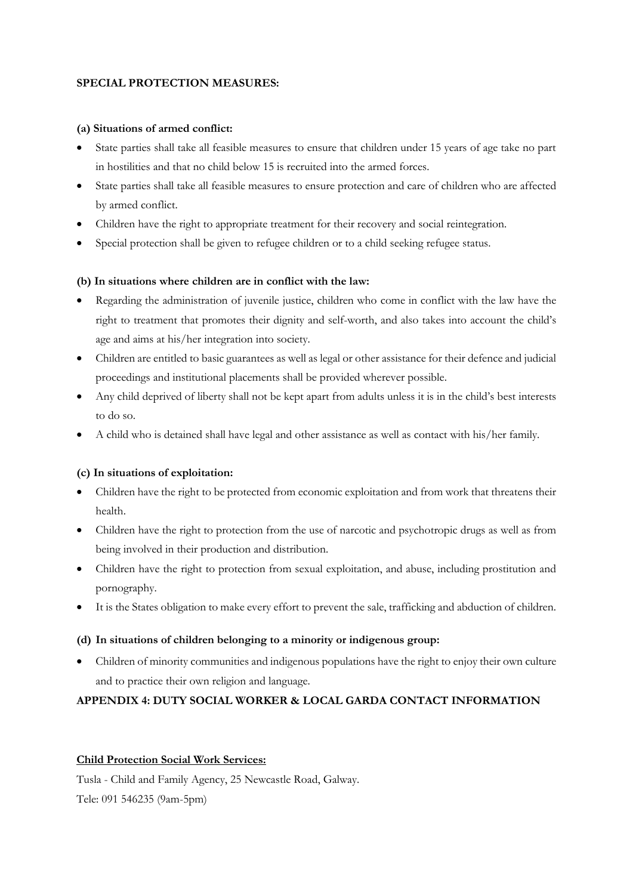**SPECIAL PROTECTION MEASURES:**

**(a) Situations of armed conflict:**

- State parties shall take all feasible measures to ensure that children under 15 years of age take no part in hostilities and that no child below 15 is recruited into the armed forces.
- State parties shall take all feasible measures to ensure protection and care of children who are affected by armed conflict.
- Children have the right to appropriate treatment for their recovery and social reintegration.
- Special protection shall be given to refugee children or to a child seeking refugee status.

**(b) In situations where children are in conflict with the law:**

- Regarding the administration of juvenile justice, children who come in conflict with the law have the right to treatment that promotes their dignity and self-worth, and also takes into account the child's age and aims at his/her integration into society.
- Children are entitled to basic guarantees as well as legal or other assistance for their defence and judicial proceedings and institutional placements shall be provided wherever possible.
- Any child deprived of liberty shall not be kept apart from adults unless it is in the child's best interests to do so.
- A child who is detained shall have legal and other assistance as well as contact with his/her family.

**(c) In situations of exploitation:**

- Children have the right to be protected from economic exploitation and from work that threatens their health.
- Children have the right to protection from the use of narcotic and psychotropic drugs as well as from being involved in their production and distribution.
- Children have the right to protection from sexual exploitation, and abuse, including prostitution and pornography.
- It is the States obligation to make every effort to prevent the sale, trafficking and abduction of children.

**(d) In situations of children belonging to a minority or indigenous group:**

- Children of minority communities and indigenous populations have the right to enjoy their own culture and to practice their own religion and language.

**APPENDIX 4: DUTY SOCIAL WORKER & LOCAL GARDA CONTACT INFORMATION**

**Child Protection Social Work Services:**

Tusla - Child and Family Agency, 25 Newcastle Road, Galway.

Tele: 091 546235 (9am-5pm)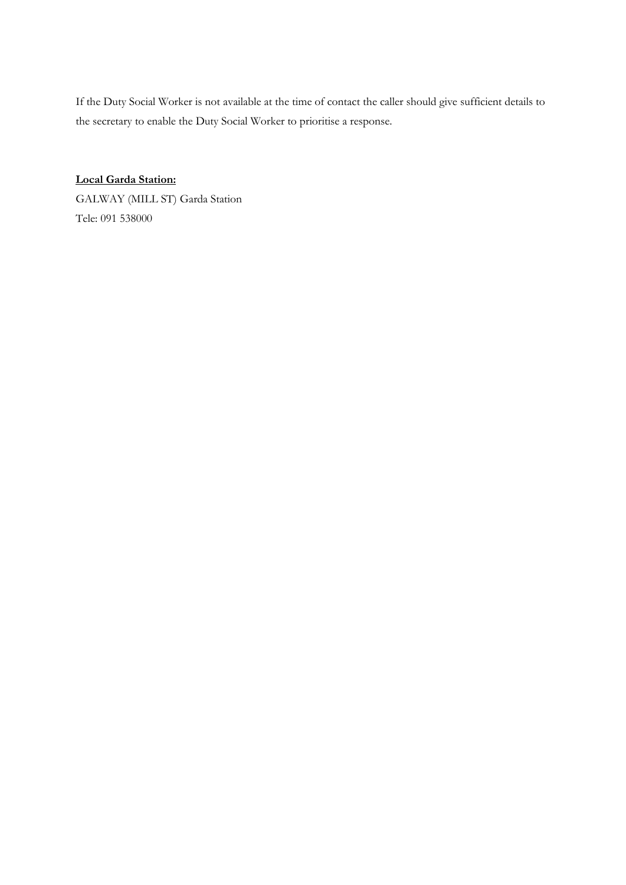If the Duty Social Worker is not available at the time of contact the caller should give sufficient details to the secretary to enable the Duty Social Worker to prioritise a response.

**Local Garda Station:**

GALWAY (MILL ST) Garda Station

Tele: 091 538000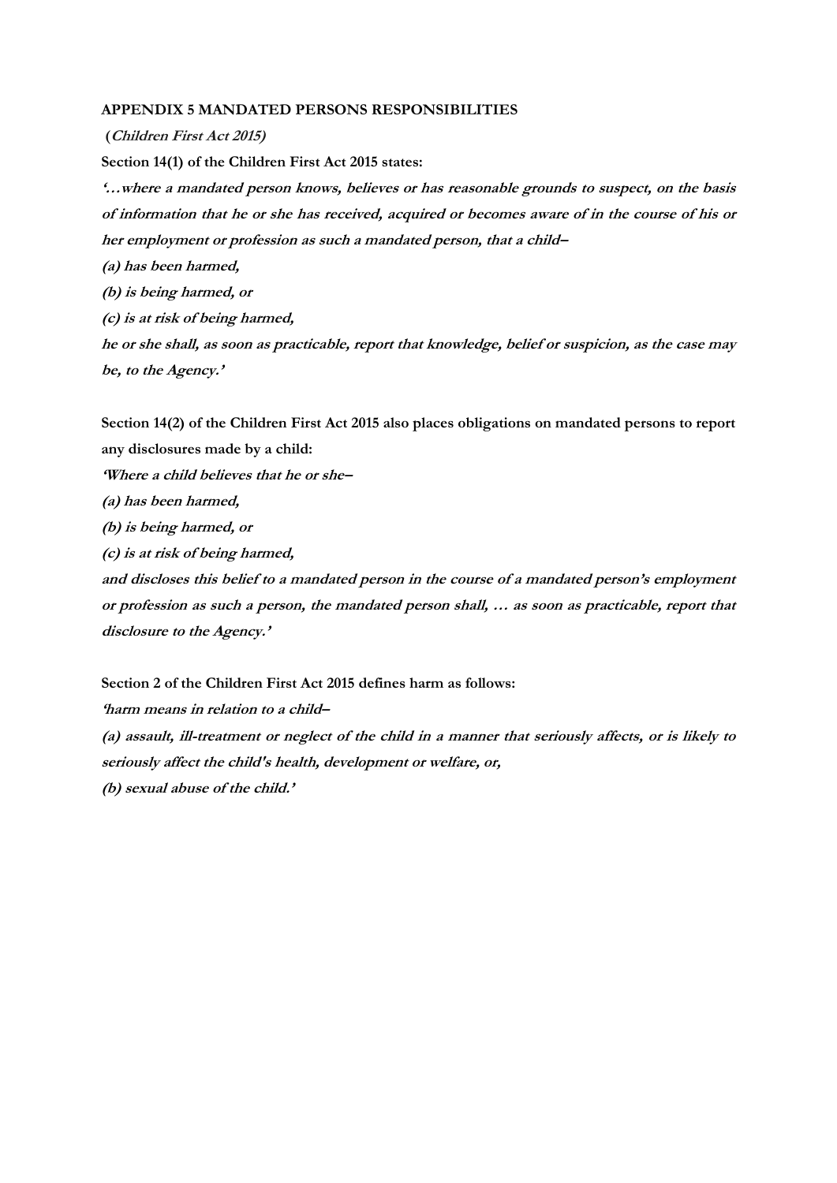## APPENDIX 5 MANDATED PERSONS RESPONSIBILITIES

**(*Children First Act 2015*)**

**Section 14(1) of the Children First Act 2015 states:**

***'…where a mandated person knows, believes or has reasonable grounds to suspect, on the basis of information that he or she has received, acquired or becomes aware of in the course of his or her employment or profession as such a mandated person, that a child–***

***(a) has been harmed,***

***(b) is being harmed, or***

***(c) is at risk of being harmed,***

***he or she shall, as soon as practicable, report that knowledge, belief or suspicion, as the case may be, to the Agency.'***

**Section 14(2) of the Children First Act 2015 also places obligations on mandated persons to report any disclosures made by a child:**

***'Where a child believes that he or she–***

***(a) has been harmed,***

***(b) is being harmed, or***

***(c) is at risk of being harmed,***

***and discloses this belief to a mandated person in the course of a mandated person's employment or profession as such a person, the mandated person shall, … as soon as practicable, report that disclosure to the Agency.'***

**Section 2 of the Children First Act 2015 defines harm as follows:**

***'harm means in relation to a child–***

***(a) assault, ill-treatment or neglect of the child in a manner that seriously affects, or is likely to seriously affect the child's health, development or welfare, or,***

***(b) sexual abuse of the child.'***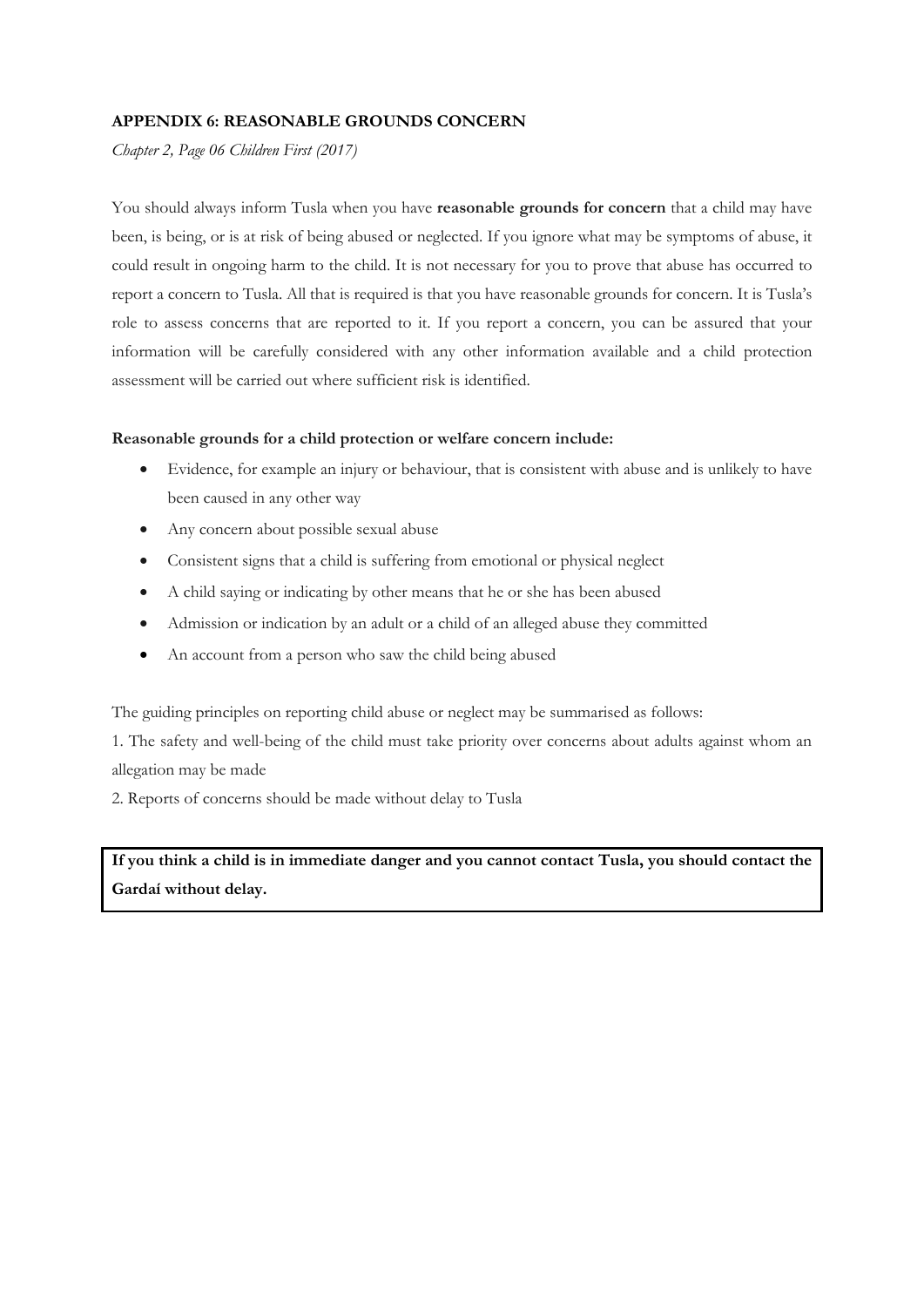## APPENDIX 6: REASONABLE GROUNDS CONCERN

*Chapter 2, Page 06 Children First (2017)*

You should always inform Tusla when you have **reasonable grounds for concern** that a child may have been, is being, or is at risk of being abused or neglected. If you ignore what may be symptoms of abuse, it could result in ongoing harm to the child. It is not necessary for you to prove that abuse has occurred to report a concern to Tusla. All that is required is that you have reasonable grounds for concern. It is Tusla's role to assess concerns that are reported to it. If you report a concern, you can be assured that your information will be carefully considered with any other information available and a child protection assessment will be carried out where sufficient risk is identified.

**Reasonable grounds for a child protection or welfare concern include:**

- Evidence, for example an injury or behaviour, that is consistent with abuse and is unlikely to have been caused in any other way
- Any concern about possible sexual abuse
- Consistent signs that a child is suffering from emotional or physical neglect
- A child saying or indicating by other means that he or she has been abused
- Admission or indication by an adult or a child of an alleged abuse they committed
- An account from a person who saw the child being abused

The guiding principles on reporting child abuse or neglect may be summarised as follows:

1. The safety and well-being of the child must take priority over concerns about adults against whom an allegation may be made
2. Reports of concerns should be made without delay to Tusla

**If you think a child is in immediate danger and you cannot contact Tusla, you should contact the Gardaí without delay.**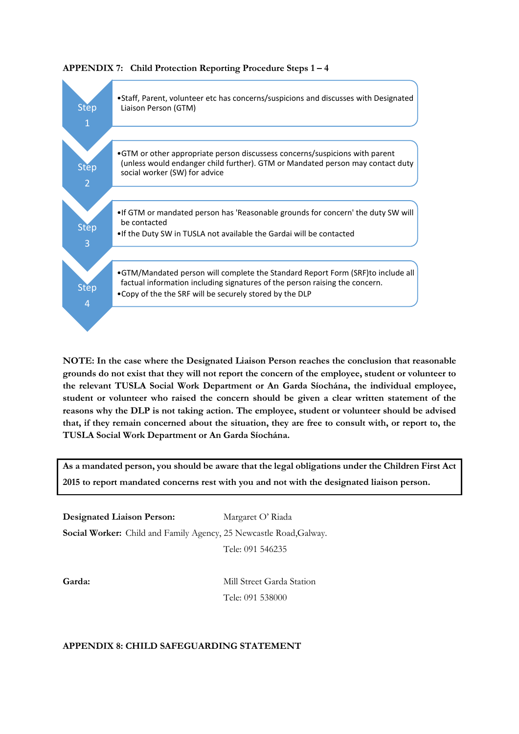**APPENDIX 7: Child Protection Reporting Procedure Steps 1 – 4**

**Step 1**

- Staff, Parent, volunteer etc has concerns/suspicions and discusses with Designated Liaison Person (GTM)

**Step 2**

- GTM or other appropriate person discussess concerns/suspicions with parent (unless would endanger child further). GTM or Mandated person may contact duty social worker (SW) for advice

**Step 3**

- If GTM or mandated person has 'Reasonable grounds for concern' the duty SW will be contacted
- If the Duty SW in TUSLA not available the Gardai will be contacted

**Step 4**

- GTM/Mandated person will complete the Standard Report Form (SRF)to include all factual information including signatures of the person raising the concern.
- Copy of the the SRF will be securely stored by the DLP

**NOTE: In the case where the Designated Liaison Person reaches the conclusion that reasonable grounds do not exist that they will not report the concern of the employee, student or volunteer to the relevant TUSLA Social Work Department or An Garda Síochána, the individual employee, student or volunteer who raised the concern should be given a clear written statement of the reasons why the DLP is not taking action. The employee, student or volunteer should be advised that, if they remain concerned about the situation, they are free to consult with, or report to, the TUSLA Social Work Department or An Garda Síochána.**

**As a mandated person, you should be aware that the legal obligations under the Children First Act 2015 to report mandated concerns rest with you and not with the designated liaison person.**

**Designated Liaison Person:** Margaret O' Riada

**Social Worker:** Child and Family Agency, 25 Newcastle Road,Galway.
Tele: 091 546235

**Garda:** Mill Street Garda Station
Tele: 091 538000

**APPENDIX 8: CHILD SAFEGUARDING STATEMENT**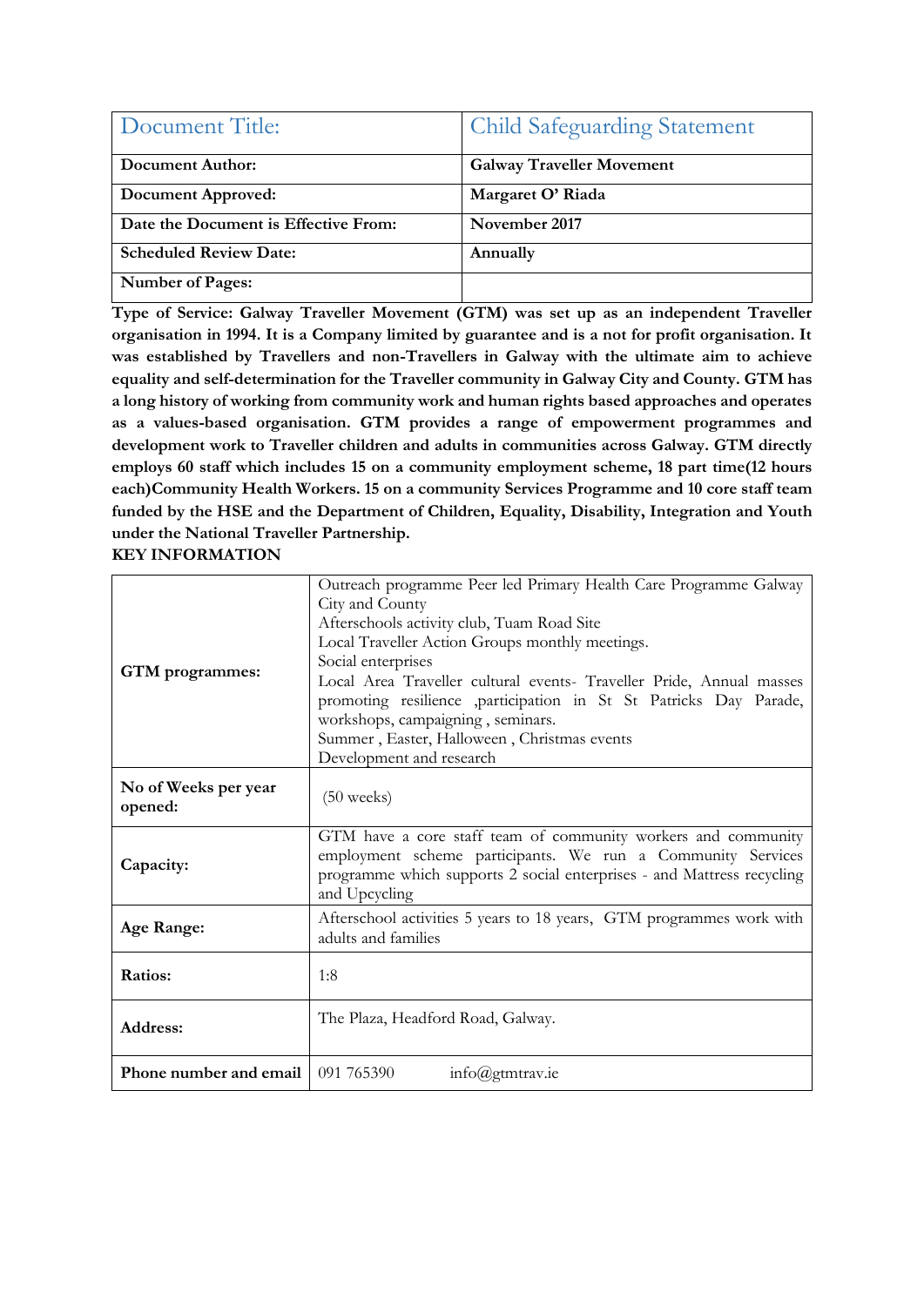| Document Title: | Child Safeguarding Statement |
| --- | --- |
| **Document Author:** | **Galway Traveller Movement** |
| **Document Approved:** | **Margaret O' Riada** |
| **Date the Document is Effective From:** | **November 2017** |
| **Scheduled Review Date:** | **Annually** |
| **Number of Pages:** | |

**Type of Service: Galway Traveller Movement (GTM) was set up as an independent Traveller organisation in 1994. It is a Company limited by guarantee and is a not for profit organisation. It was established by Travellers and non-Travellers in Galway with the ultimate aim to achieve equality and self-determination for the Traveller community in Galway City and County. GTM has a long history of working from community work and human rights based approaches and operates as a values-based organisation. GTM provides a range of empowerment programmes and development work to Traveller children and adults in communities across Galway. GTM directly employs 60 staff which includes 15 on a community employment scheme, 18 part time(12 hours each)Community Health Workers. 15 on a community Services Programme and 10 core staff team funded by the HSE and the Department of Children, Equality, Disability, Integration and Youth under the National Traveller Partnership.**

**KEY INFORMATION**

| | |
| --- | --- |
| **GTM programmes:** | Outreach programme Peer led Primary Health Care Programme Galway City and County<br>Afterschools activity club, Tuam Road Site<br>Local Traveller Action Groups monthly meetings.<br>Social enterprises<br>Local Area Traveller cultural events- Traveller Pride, Annual masses promoting resilience ,participation in St St Patricks Day Parade, workshops, campaigning , seminars.<br>Summer , Easter, Halloween , Christmas events<br>Development and research |
| **No of Weeks per year opened:** | (50 weeks) |
| **Capacity:** | GTM have a core staff team of community workers and community employment scheme participants. We run a Community Services programme which supports 2 social enterprises - and Mattress recycling and Upcycling |
| **Age Range:** | Afterschool activities 5 years to 18 years, GTM programmes work with adults and families |
| **Ratios:** | 1:8 |
| **Address:** | The Plaza, Headford Road, Galway. |
| **Phone number and email** | 091 765390 info@gtmtrav.ie |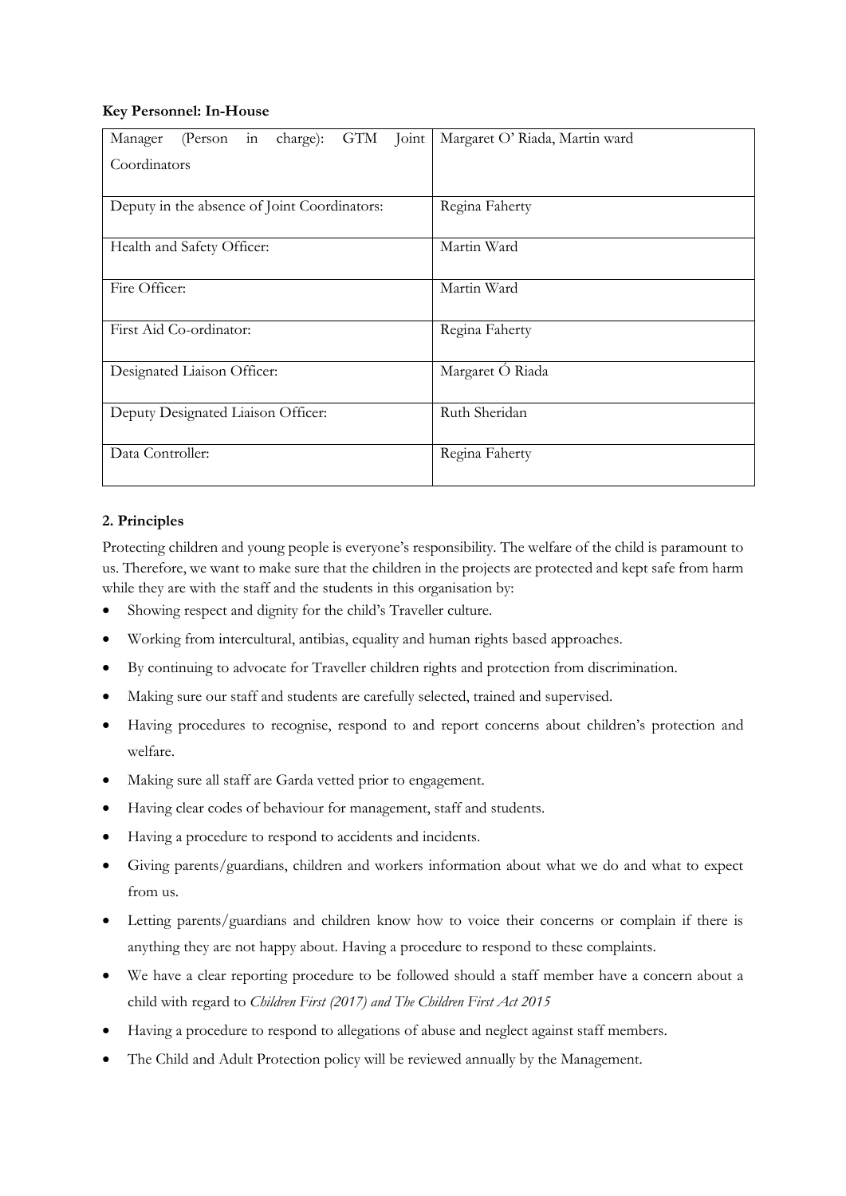**Key Personnel: In-House**

| | |
|---|---|
| Manager (Person in charge): GTM Joint Coordinators | Margaret O' Riada, Martin ward |
| Deputy in the absence of Joint Coordinators: | Regina Faherty |
| Health and Safety Officer: | Martin Ward |
| Fire Officer: | Martin Ward |
| First Aid Co-ordinator: | Regina Faherty |
| Designated Liaison Officer: | Margaret Ó Riada |
| Deputy Designated Liaison Officer: | Ruth Sheridan |
| Data Controller: | Regina Faherty |

**2. Principles**

Protecting children and young people is everyone's responsibility. The welfare of the child is paramount to us. Therefore, we want to make sure that the children in the projects are protected and kept safe from harm while they are with the staff and the students in this organisation by:

- Showing respect and dignity for the child's Traveller culture.
- Working from intercultural, antibias, equality and human rights based approaches.
- By continuing to advocate for Traveller children rights and protection from discrimination.
- Making sure our staff and students are carefully selected, trained and supervised.
- Having procedures to recognise, respond to and report concerns about children's protection and welfare.
- Making sure all staff are Garda vetted prior to engagement.
- Having clear codes of behaviour for management, staff and students.
- Having a procedure to respond to accidents and incidents.
- Giving parents/guardians, children and workers information about what we do and what to expect from us.
- Letting parents/guardians and children know how to voice their concerns or complain if there is anything they are not happy about. Having a procedure to respond to these complaints.
- We have a clear reporting procedure to be followed should a staff member have a concern about a child with regard to *Children First (2017) and The Children First Act 2015*
- Having a procedure to respond to allegations of abuse and neglect against staff members.
- The Child and Adult Protection policy will be reviewed annually by the Management.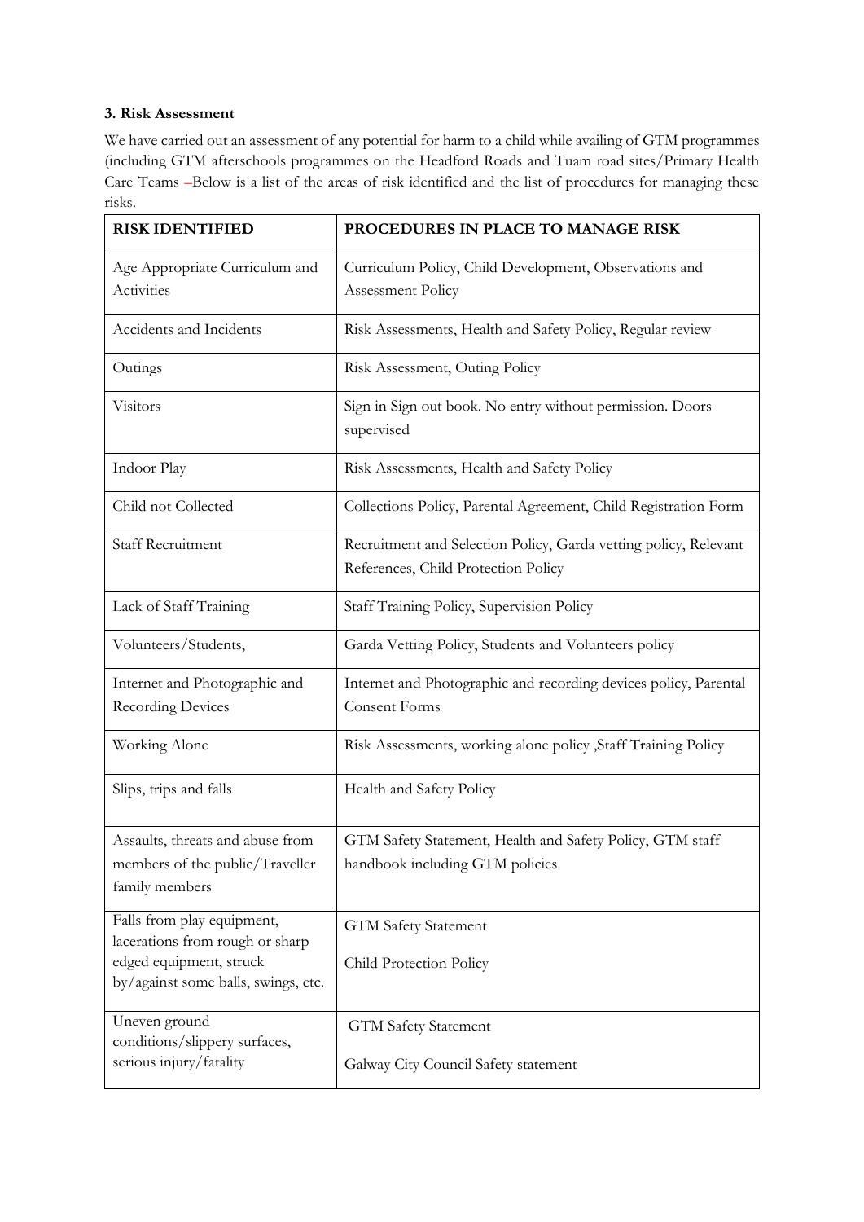**3. Risk Assessment**

We have carried out an assessment of any potential for harm to a child while availing of GTM programmes (including GTM afterschools programmes on the Headford Roads and Tuam road sites/Primary Health Care Teams –Below is a list of the areas of risk identified and the list of procedures for managing these risks.

| RISK IDENTIFIED | PROCEDURES IN PLACE TO MANAGE RISK |
|---|---|
| Age Appropriate Curriculum and Activities | Curriculum Policy, Child Development, Observations and Assessment Policy |
| Accidents and Incidents | Risk Assessments, Health and Safety Policy, Regular review |
| Outings | Risk Assessment, Outing Policy |
| Visitors | Sign in Sign out book. No entry without permission. Doors supervised |
| Indoor Play | Risk Assessments, Health and Safety Policy |
| Child not Collected | Collections Policy, Parental Agreement, Child Registration Form |
| Staff Recruitment | Recruitment and Selection Policy, Garda vetting policy, Relevant References, Child Protection Policy |
| Lack of Staff Training | Staff Training Policy, Supervision Policy |
| Volunteers/Students, | Garda Vetting Policy, Students and Volunteers policy |
| Internet and Photographic and Recording Devices | Internet and Photographic and recording devices policy, Parental Consent Forms |
| Working Alone | Risk Assessments, working alone policy ,Staff Training Policy |
| Slips, trips and falls | Health and Safety Policy |
| Assaults, threats and abuse from members of the public/Traveller family members | GTM Safety Statement, Health and Safety Policy, GTM staff handbook including GTM policies |
| Falls from play equipment, lacerations from rough or sharp edged equipment, struck by/against some balls, swings, etc. | GTM Safety Statement<br><br>Child Protection Policy |
| Uneven ground conditions/slippery surfaces, serious injury/fatality | GTM Safety Statement<br><br>Galway City Council Safety statement |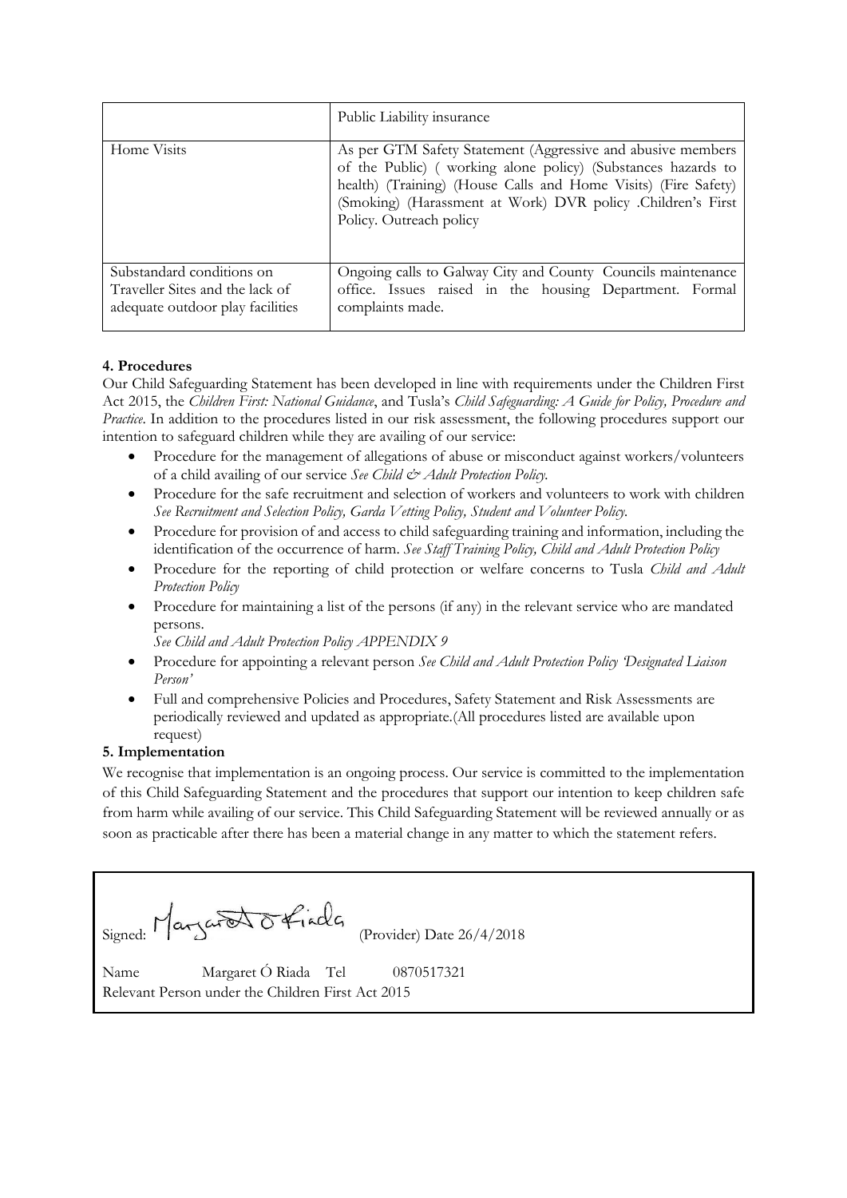| | |
|---|---|
| | Public Liability insurance |
| Home Visits | As per GTM Safety Statement (Aggressive and abusive members of the Public) ( working alone policy) (Substances hazards to health) (Training) (House Calls and Home Visits) (Fire Safety) (Smoking) (Harassment at Work) DVR policy .Children's First Policy. Outreach policy |
| Substandard conditions on Traveller Sites and the lack of adequate outdoor play facilities | Ongoing calls to Galway City and County Councils maintenance office. Issues raised in the housing Department. Formal complaints made. |

**4. Procedures**

Our Child Safeguarding Statement has been developed in line with requirements under the Children First Act 2015, the *Children First: National Guidance*, and Tusla's *Child Safeguarding: A Guide for Policy, Procedure and Practice*. In addition to the procedures listed in our risk assessment, the following procedures support our intention to safeguard children while they are availing of our service:

- Procedure for the management of allegations of abuse or misconduct against workers/volunteers of a child availing of our service *See Child & Adult Protection Policy.*
- Procedure for the safe recruitment and selection of workers and volunteers to work with children *See Recruitment and Selection Policy, Garda Vetting Policy, Student and Volunteer Policy.*
- Procedure for provision of and access to child safeguarding training and information, including the identification of the occurrence of harm. *See Staff Training Policy, Child and Adult Protection Policy*
- Procedure for the reporting of child protection or welfare concerns to Tusla *Child and Adult Protection Policy*
- Procedure for maintaining a list of the persons (if any) in the relevant service who are mandated persons.
  *See Child and Adult Protection Policy APPENDIX 9*
- Procedure for appointing a relevant person *See Child and Adult Protection Policy 'Designated Liaison Person'*
- Full and comprehensive Policies and Procedures, Safety Statement and Risk Assessments are periodically reviewed and updated as appropriate.(All procedures listed are available upon request)

**5. Implementation**

We recognise that implementation is an ongoing process. Our service is committed to the implementation of this Child Safeguarding Statement and the procedures that support our intention to keep children safe from harm while availing of our service. This Child Safeguarding Statement will be reviewed annually or as soon as practicable after there has been a material change in any matter to which the statement refers.

Signed: Margaret Ó Riada (Provider) Date 26/4/2018

Name Margaret Ó Riada Tel 0870517321

Relevant Person under the Children First Act 2015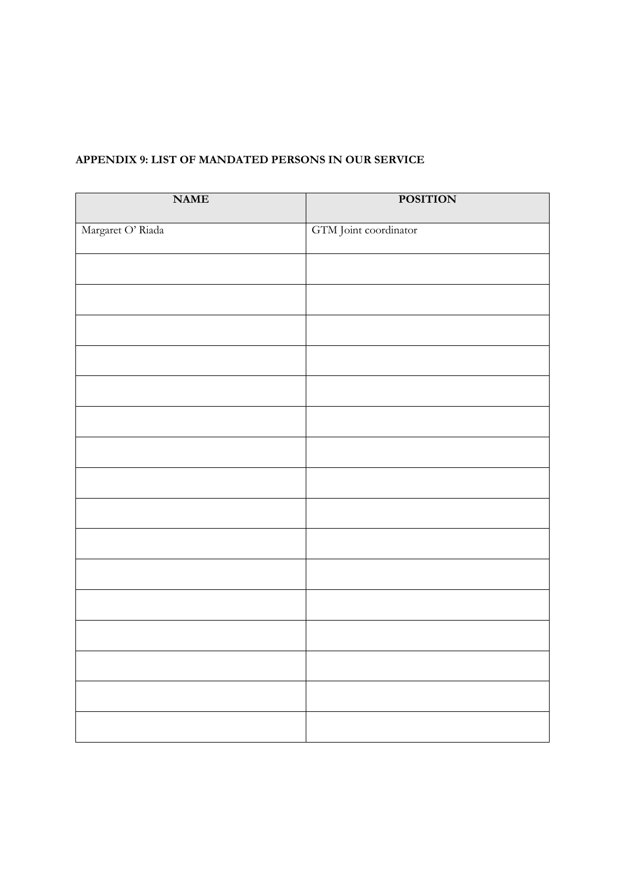**APPENDIX 9: LIST OF MANDATED PERSONS IN OUR SERVICE**

| NAME | POSITION |
| --- | --- |
| Margaret O' Riada | GTM Joint coordinator |
| | |
| | |
| | |
| | |
| | |
| | |
| | |
| | |
| | |
| | |
| | |
| | |
| | |
| | |
| | |
| | |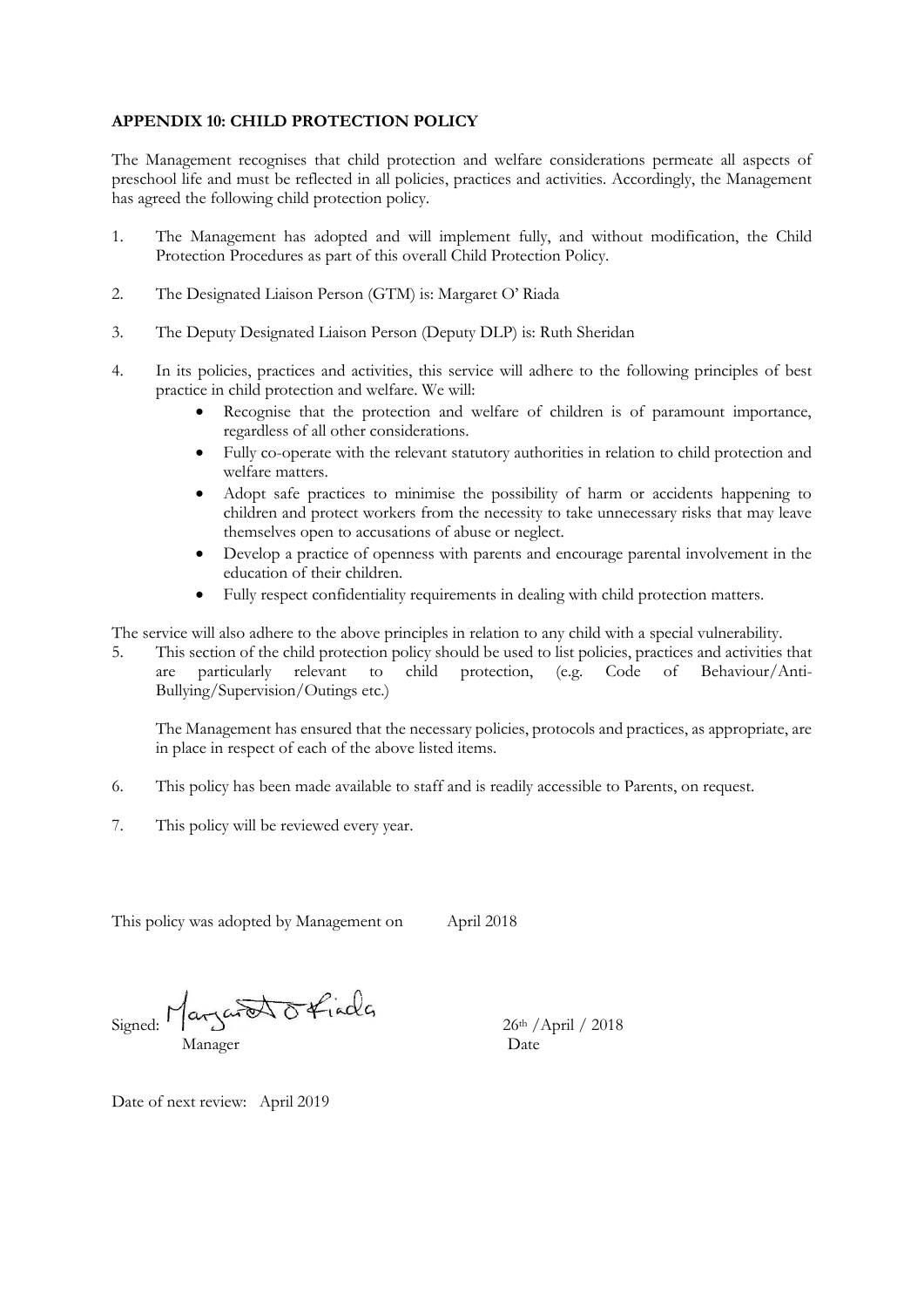**APPENDIX 10: CHILD PROTECTION POLICY**

The Management recognises that child protection and welfare considerations permeate all aspects of preschool life and must be reflected in all policies, practices and activities. Accordingly, the Management has agreed the following child protection policy.

1. The Management has adopted and will implement fully, and without modification, the Child Protection Procedures as part of this overall Child Protection Policy.

2. The Designated Liaison Person (GTM) is: Margaret O' Riada

3. The Deputy Designated Liaison Person (Deputy DLP) is: Ruth Sheridan

4. In its policies, practices and activities, this service will adhere to the following principles of best practice in child protection and welfare. We will:
   - Recognise that the protection and welfare of children is of paramount importance, regardless of all other considerations.
   - Fully co-operate with the relevant statutory authorities in relation to child protection and welfare matters.
   - Adopt safe practices to minimise the possibility of harm or accidents happening to children and protect workers from the necessity to take unnecessary risks that may leave themselves open to accusations of abuse or neglect.
   - Develop a practice of openness with parents and encourage parental involvement in the education of their children.
   - Fully respect confidentiality requirements in dealing with child protection matters.

The service will also adhere to the above principles in relation to any child with a special vulnerability.

5. This section of the child protection policy should be used to list policies, practices and activities that are particularly relevant to child protection, (e.g. Code of Behaviour/Anti-Bullying/Supervision/Outings etc.)

   The Management has ensured that the necessary policies, protocols and practices, as appropriate, are in place in respect of each of the above listed items.

6. This policy has been made available to staff and is readily accessible to Parents, on request.

7. This policy will be reviewed every year.

This policy was adopted by Management on April 2018

Signed: Margaret O Riada — 26th /April / 2018

Manager — Date

Date of next review: April 2019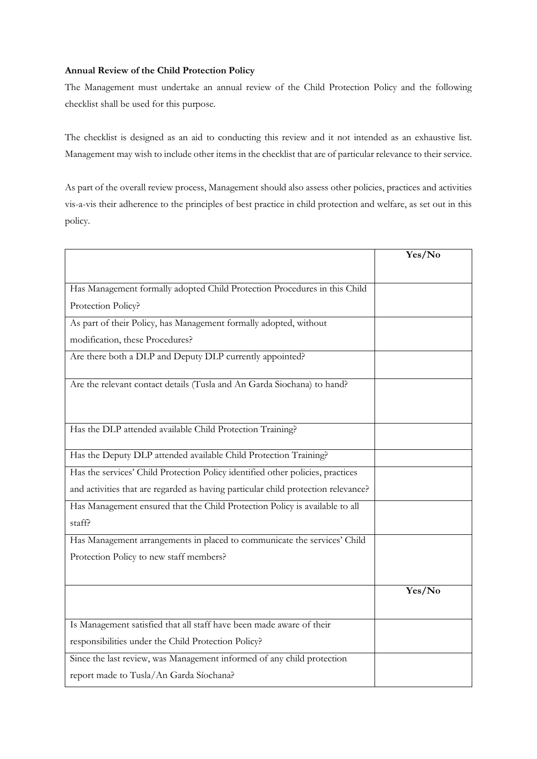**Annual Review of the Child Protection Policy**

The Management must undertake an annual review of the Child Protection Policy and the following checklist shall be used for this purpose.

The checklist is designed as an aid to conducting this review and it not intended as an exhaustive list. Management may wish to include other items in the checklist that are of particular relevance to their service.

As part of the overall review process, Management should also assess other policies, practices and activities vis-a-vis their adherence to the principles of best practice in child protection and welfare, as set out in this policy.

| | **Yes/No** |
|---|---|
| Has Management formally adopted Child Protection Procedures in this Child Protection Policy? | |
| As part of their Policy, has Management formally adopted, without modification, these Procedures? | |
| Are there both a DLP and Deputy DLP currently appointed? | |
| Are the relevant contact details (Tusla and An Garda Siochana) to hand? | |
| Has the DLP attended available Child Protection Training? | |
| Has the Deputy DLP attended available Child Protection Training? | |
| Has the services' Child Protection Policy identified other policies, practices and activities that are regarded as having particular child protection relevance? | |
| Has Management ensured that the Child Protection Policy is available to all staff? | |
| Has Management arrangements in placed to communicate the services' Child Protection Policy to new staff members? | |
| | **Yes/No** |
| Is Management satisfied that all staff have been made aware of their responsibilities under the Child Protection Policy? | |
| Since the last review, was Management informed of any child protection report made to Tusla/An Garda Síochana? | |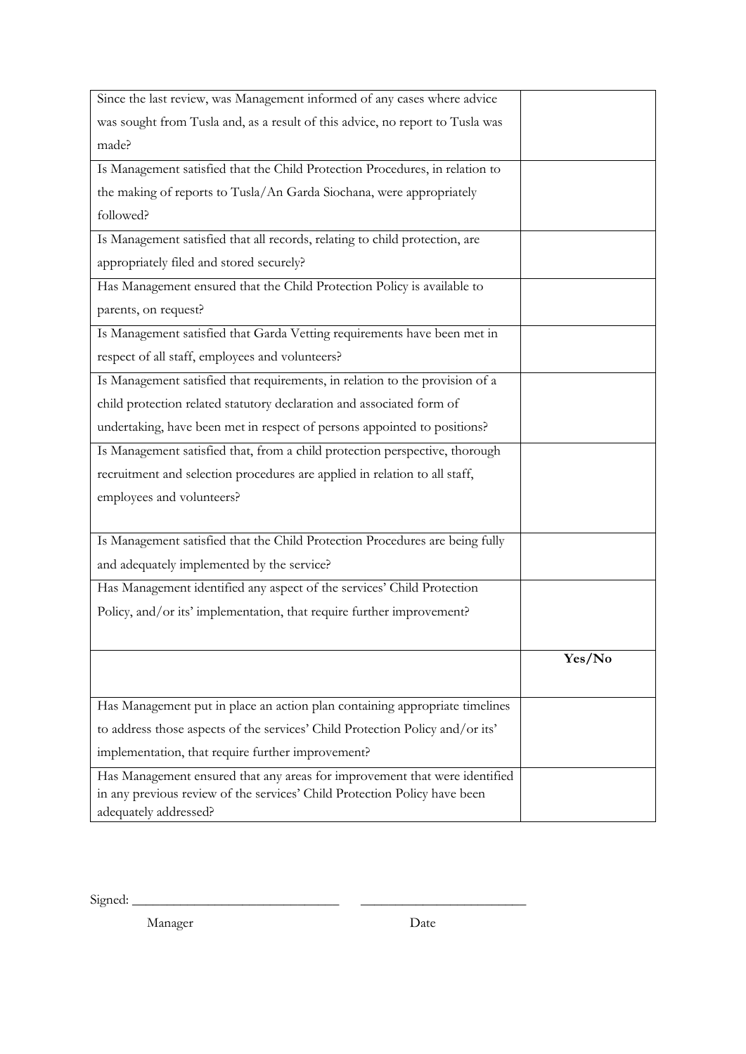| | |
|---|---|
| Since the last review, was Management informed of any cases where advice was sought from Tusla and, as a result of this advice, no report to Tusla was made? | |
| Is Management satisfied that the Child Protection Procedures, in relation to the making of reports to Tusla/An Garda Siochana, were appropriately followed? | |
| Is Management satisfied that all records, relating to child protection, are appropriately filed and stored securely? | |
| Has Management ensured that the Child Protection Policy is available to parents, on request? | |
| Is Management satisfied that Garda Vetting requirements have been met in respect of all staff, employees and volunteers? | |
| Is Management satisfied that requirements, in relation to the provision of a child protection related statutory declaration and associated form of undertaking, have been met in respect of persons appointed to positions? | |
| Is Management satisfied that, from a child protection perspective, thorough recruitment and selection procedures are applied in relation to all staff, employees and volunteers? | |
| Is Management satisfied that the Child Protection Procedures are being fully and adequately implemented by the service? | |
| Has Management identified any aspect of the services' Child Protection Policy, and/or its' implementation, that require further improvement? | |
| | **Yes/No** |
| Has Management put in place an action plan containing appropriate timelines to address those aspects of the services' Child Protection Policy and/or its' implementation, that require further improvement? | |
| Has Management ensured that any areas for improvement that were identified in any previous review of the services' Child Protection Policy have been adequately addressed? | |

Signed: ______________________________ ________________________

Manager Date